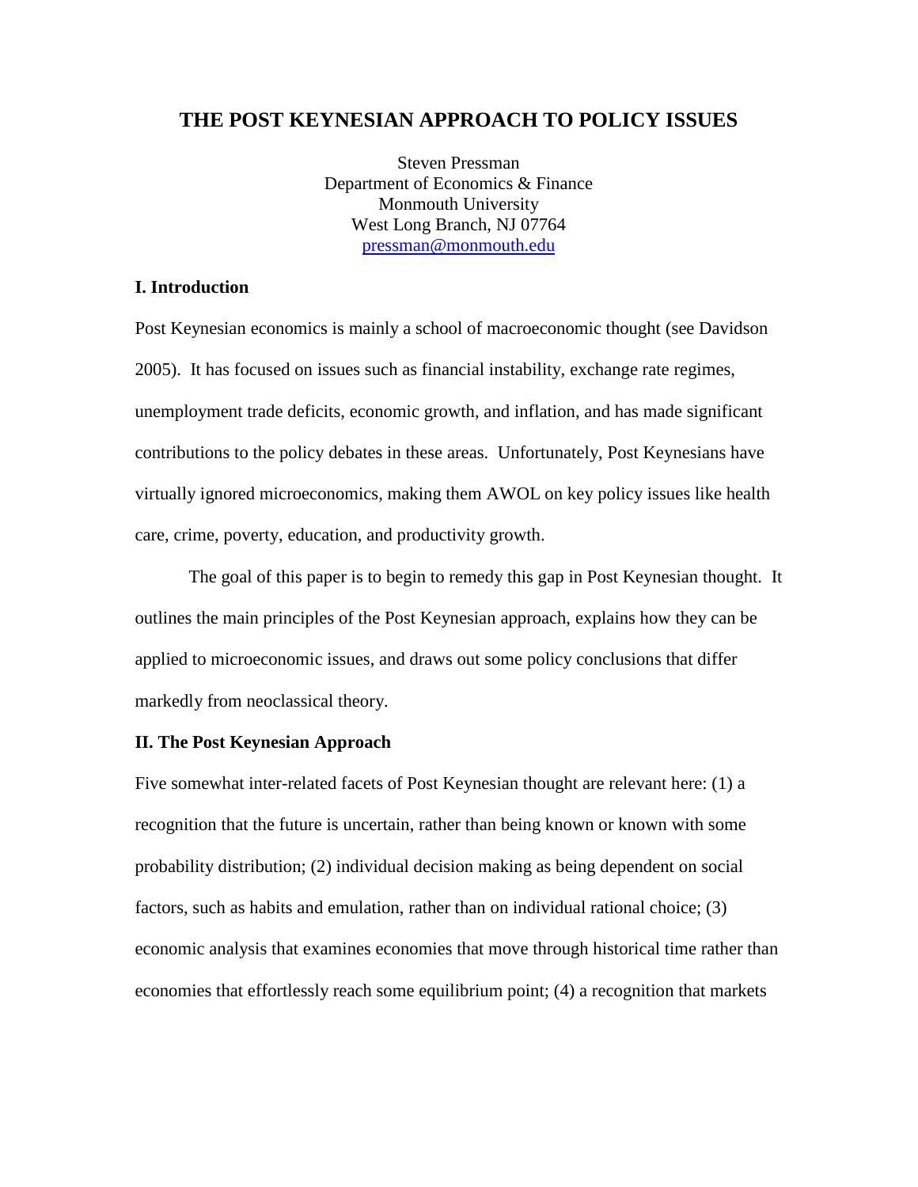# THE POST KEYNESIAN APPROACH TO POLICY ISSUES

Steven Pressman
Department of Economics & Finance
Monmouth University
West Long Branch, NJ 07764
pressman@monmouth.edu

## I. Introduction

Post Keynesian economics is mainly a school of macroeconomic thought (see Davidson 2005). It has focused on issues such as financial instability, exchange rate regimes, unemployment trade deficits, economic growth, and inflation, and has made significant contributions to the policy debates in these areas. Unfortunately, Post Keynesians have virtually ignored microeconomics, making them AWOL on key policy issues like health care, crime, poverty, education, and productivity growth.

The goal of this paper is to begin to remedy this gap in Post Keynesian thought. It outlines the main principles of the Post Keynesian approach, explains how they can be applied to microeconomic issues, and draws out some policy conclusions that differ markedly from neoclassical theory.

## II. The Post Keynesian Approach

Five somewhat inter-related facets of Post Keynesian thought are relevant here: (1) a recognition that the future is uncertain, rather than being known or known with some probability distribution; (2) individual decision making as being dependent on social factors, such as habits and emulation, rather than on individual rational choice; (3) economic analysis that examines economies that move through historical time rather than economies that effortlessly reach some equilibrium point; (4) a recognition that markets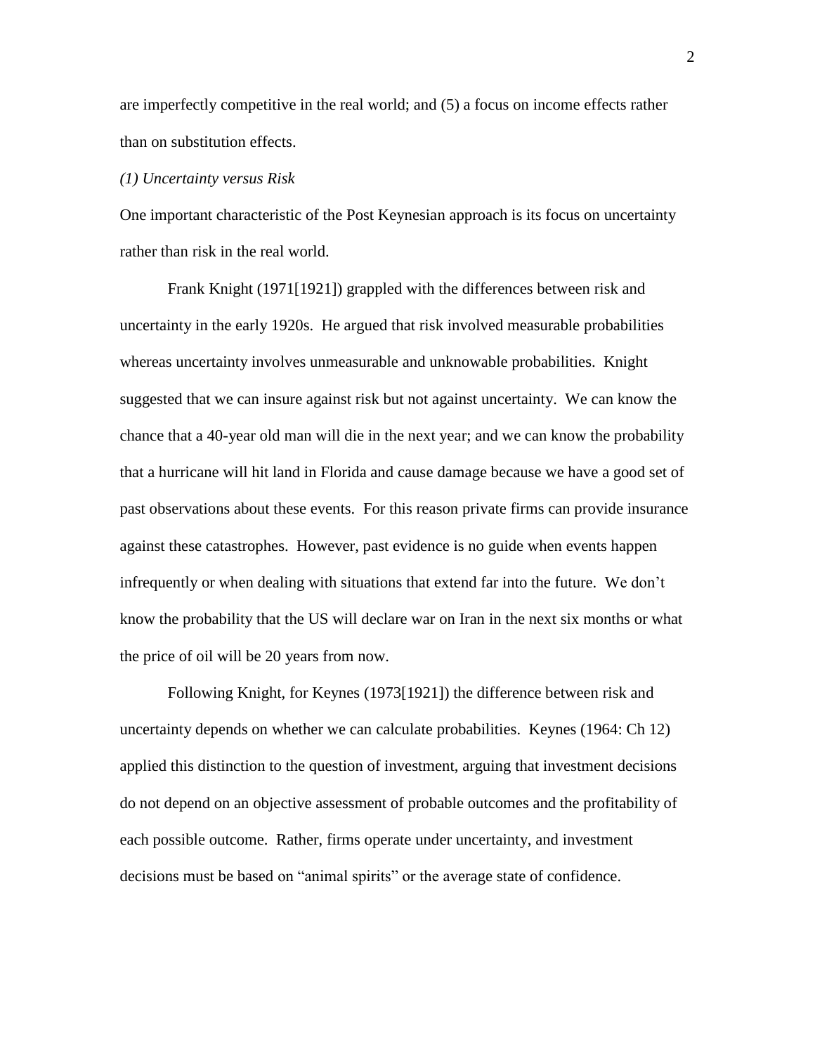are imperfectly competitive in the real world; and (5) a focus on income effects rather than on substitution effects.

*(1) Uncertainty versus Risk*

One important characteristic of the Post Keynesian approach is its focus on uncertainty rather than risk in the real world.

Frank Knight (1971[1921]) grappled with the differences between risk and uncertainty in the early 1920s. He argued that risk involved measurable probabilities whereas uncertainty involves unmeasurable and unknowable probabilities. Knight suggested that we can insure against risk but not against uncertainty. We can know the chance that a 40-year old man will die in the next year; and we can know the probability that a hurricane will hit land in Florida and cause damage because we have a good set of past observations about these events. For this reason private firms can provide insurance against these catastrophes. However, past evidence is no guide when events happen infrequently or when dealing with situations that extend far into the future. We don't know the probability that the US will declare war on Iran in the next six months or what the price of oil will be 20 years from now.

Following Knight, for Keynes (1973[1921]) the difference between risk and uncertainty depends on whether we can calculate probabilities. Keynes (1964: Ch 12) applied this distinction to the question of investment, arguing that investment decisions do not depend on an objective assessment of probable outcomes and the profitability of each possible outcome. Rather, firms operate under uncertainty, and investment decisions must be based on "animal spirits" or the average state of confidence.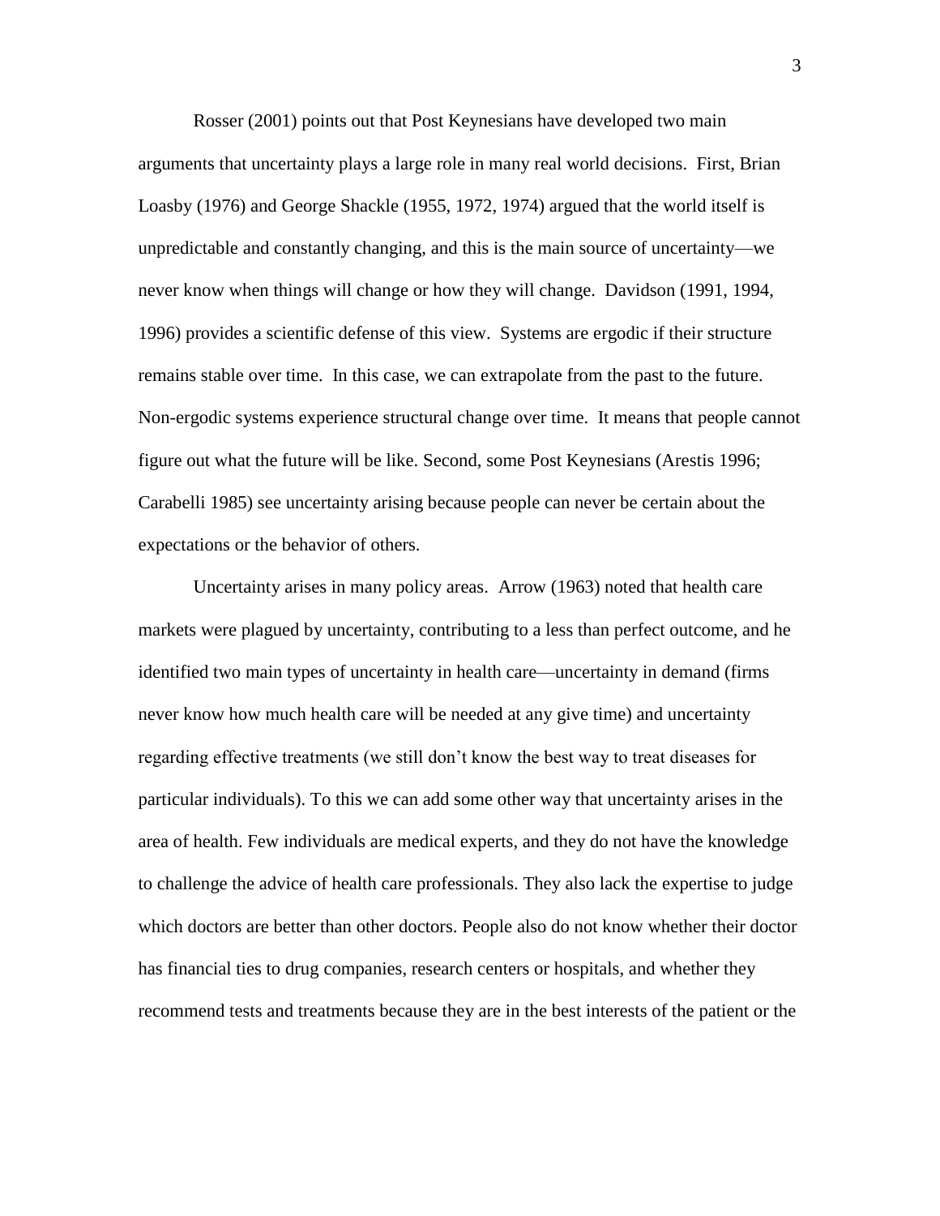Rosser (2001) points out that Post Keynesians have developed two main arguments that uncertainty plays a large role in many real world decisions. First, Brian Loasby (1976) and George Shackle (1955, 1972, 1974) argued that the world itself is unpredictable and constantly changing, and this is the main source of uncertainty—we never know when things will change or how they will change. Davidson (1991, 1994, 1996) provides a scientific defense of this view. Systems are ergodic if their structure remains stable over time. In this case, we can extrapolate from the past to the future. Non-ergodic systems experience structural change over time. It means that people cannot figure out what the future will be like. Second, some Post Keynesians (Arestis 1996; Carabelli 1985) see uncertainty arising because people can never be certain about the expectations or the behavior of others.

Uncertainty arises in many policy areas. Arrow (1963) noted that health care markets were plagued by uncertainty, contributing to a less than perfect outcome, and he identified two main types of uncertainty in health care—uncertainty in demand (firms never know how much health care will be needed at any give time) and uncertainty regarding effective treatments (we still don't know the best way to treat diseases for particular individuals). To this we can add some other way that uncertainty arises in the area of health. Few individuals are medical experts, and they do not have the knowledge to challenge the advice of health care professionals. They also lack the expertise to judge which doctors are better than other doctors. People also do not know whether their doctor has financial ties to drug companies, research centers or hospitals, and whether they recommend tests and treatments because they are in the best interests of the patient or the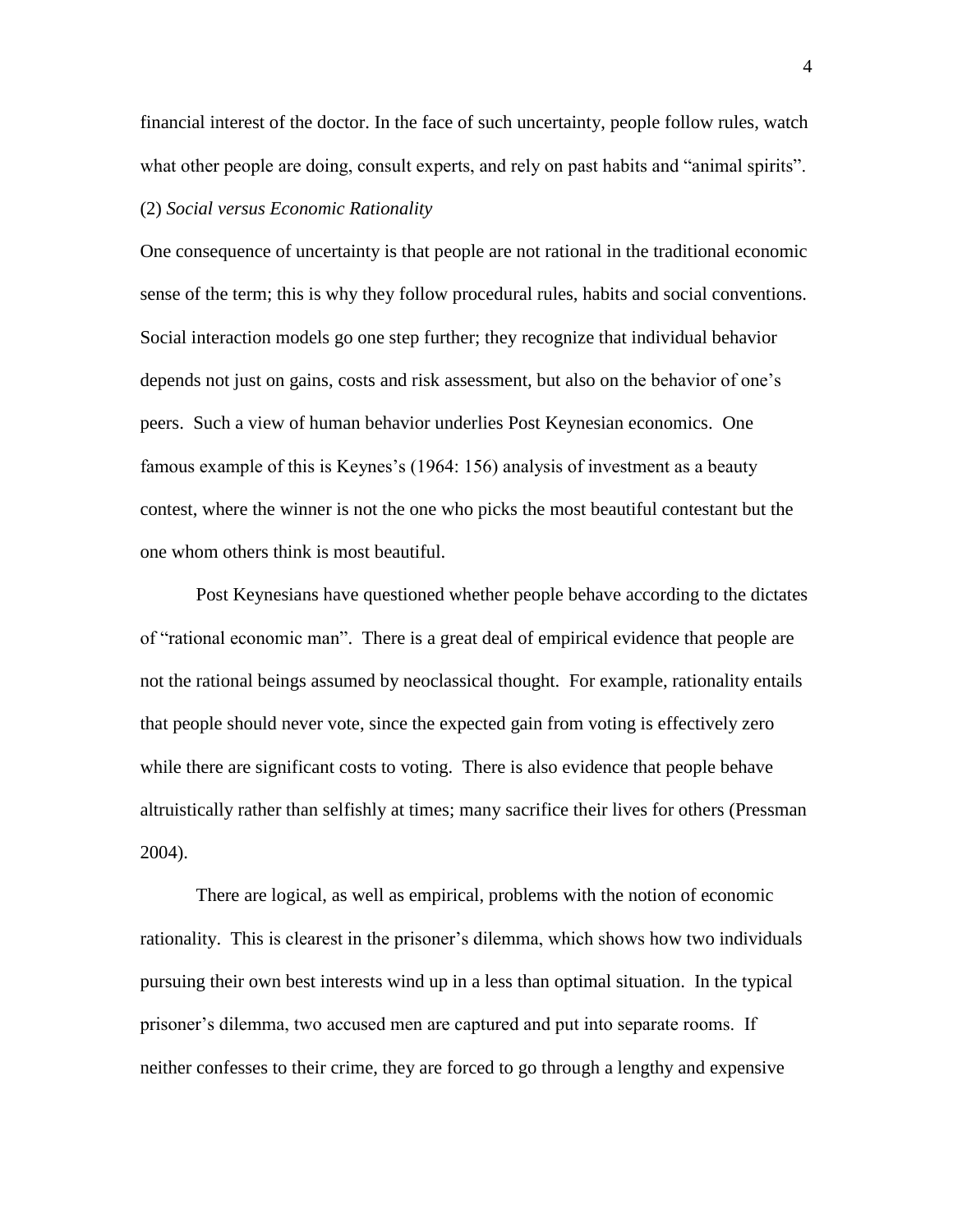financial interest of the doctor. In the face of such uncertainty, people follow rules, watch what other people are doing, consult experts, and rely on past habits and "animal spirits".

(2) *Social versus Economic Rationality*

One consequence of uncertainty is that people are not rational in the traditional economic sense of the term; this is why they follow procedural rules, habits and social conventions. Social interaction models go one step further; they recognize that individual behavior depends not just on gains, costs and risk assessment, but also on the behavior of one's peers. Such a view of human behavior underlies Post Keynesian economics. One famous example of this is Keynes's (1964: 156) analysis of investment as a beauty contest, where the winner is not the one who picks the most beautiful contestant but the one whom others think is most beautiful.

Post Keynesians have questioned whether people behave according to the dictates of "rational economic man". There is a great deal of empirical evidence that people are not the rational beings assumed by neoclassical thought. For example, rationality entails that people should never vote, since the expected gain from voting is effectively zero while there are significant costs to voting. There is also evidence that people behave altruistically rather than selfishly at times; many sacrifice their lives for others (Pressman 2004).

There are logical, as well as empirical, problems with the notion of economic rationality. This is clearest in the prisoner's dilemma, which shows how two individuals pursuing their own best interests wind up in a less than optimal situation. In the typical prisoner's dilemma, two accused men are captured and put into separate rooms. If neither confesses to their crime, they are forced to go through a lengthy and expensive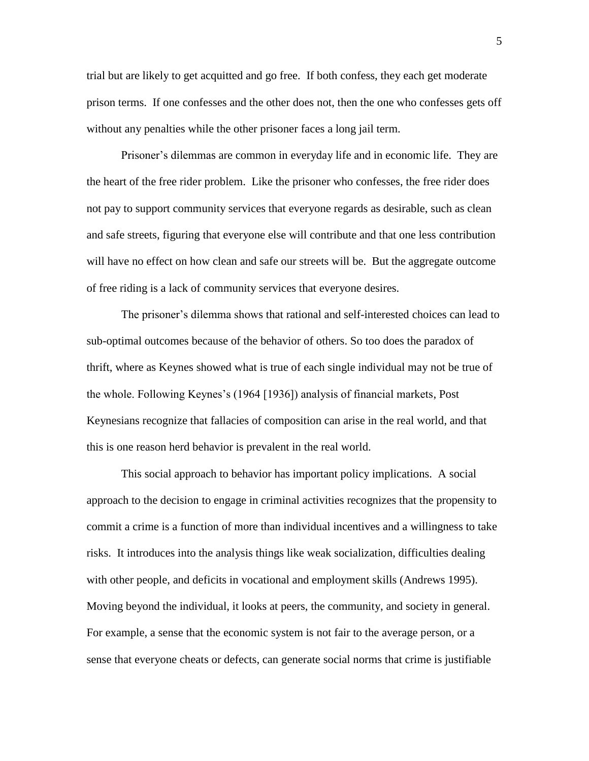trial but are likely to get acquitted and go free. If both confess, they each get moderate prison terms. If one confesses and the other does not, then the one who confesses gets off without any penalties while the other prisoner faces a long jail term.

Prisoner's dilemmas are common in everyday life and in economic life. They are the heart of the free rider problem. Like the prisoner who confesses, the free rider does not pay to support community services that everyone regards as desirable, such as clean and safe streets, figuring that everyone else will contribute and that one less contribution will have no effect on how clean and safe our streets will be. But the aggregate outcome of free riding is a lack of community services that everyone desires.

The prisoner's dilemma shows that rational and self-interested choices can lead to sub-optimal outcomes because of the behavior of others. So too does the paradox of thrift, where as Keynes showed what is true of each single individual may not be true of the whole. Following Keynes's (1964 [1936]) analysis of financial markets, Post Keynesians recognize that fallacies of composition can arise in the real world, and that this is one reason herd behavior is prevalent in the real world.

This social approach to behavior has important policy implications. A social approach to the decision to engage in criminal activities recognizes that the propensity to commit a crime is a function of more than individual incentives and a willingness to take risks. It introduces into the analysis things like weak socialization, difficulties dealing with other people, and deficits in vocational and employment skills (Andrews 1995). Moving beyond the individual, it looks at peers, the community, and society in general. For example, a sense that the economic system is not fair to the average person, or a sense that everyone cheats or defects, can generate social norms that crime is justifiable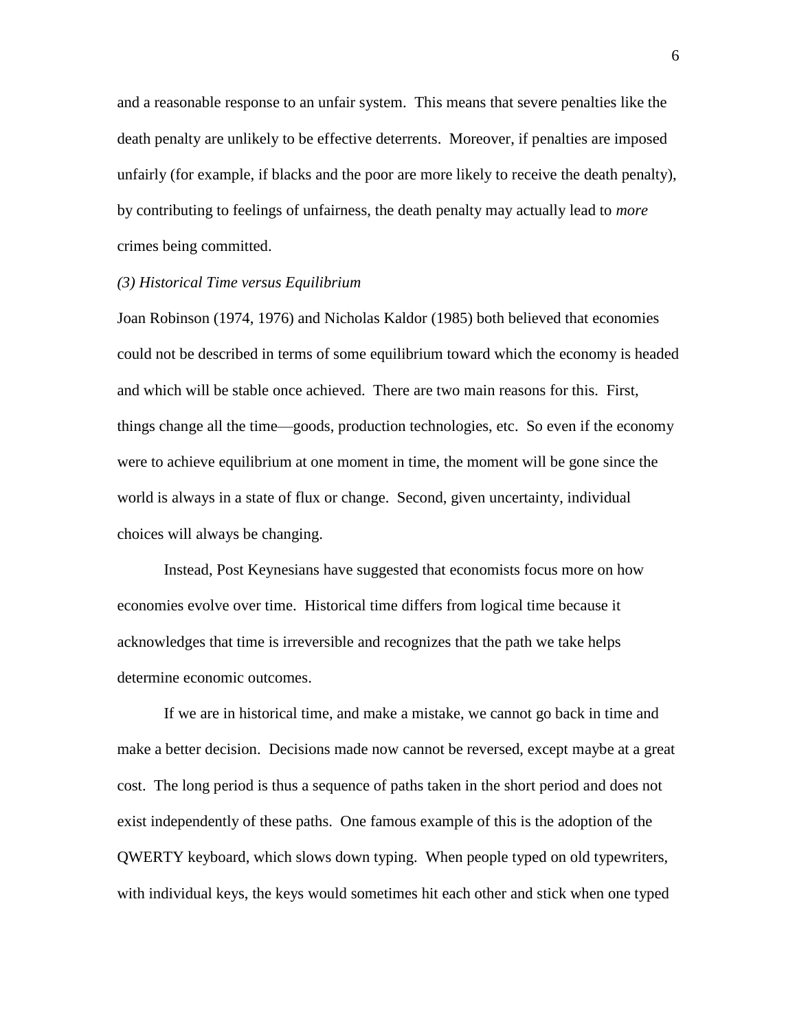and a reasonable response to an unfair system. This means that severe penalties like the death penalty are unlikely to be effective deterrents. Moreover, if penalties are imposed unfairly (for example, if blacks and the poor are more likely to receive the death penalty), by contributing to feelings of unfairness, the death penalty may actually lead to *more* crimes being committed.

*(3) Historical Time versus Equilibrium*

Joan Robinson (1974, 1976) and Nicholas Kaldor (1985) both believed that economies could not be described in terms of some equilibrium toward which the economy is headed and which will be stable once achieved. There are two main reasons for this. First, things change all the time—goods, production technologies, etc. So even if the economy were to achieve equilibrium at one moment in time, the moment will be gone since the world is always in a state of flux or change. Second, given uncertainty, individual choices will always be changing.

Instead, Post Keynesians have suggested that economists focus more on how economies evolve over time. Historical time differs from logical time because it acknowledges that time is irreversible and recognizes that the path we take helps determine economic outcomes.

If we are in historical time, and make a mistake, we cannot go back in time and make a better decision. Decisions made now cannot be reversed, except maybe at a great cost. The long period is thus a sequence of paths taken in the short period and does not exist independently of these paths. One famous example of this is the adoption of the QWERTY keyboard, which slows down typing. When people typed on old typewriters, with individual keys, the keys would sometimes hit each other and stick when one typed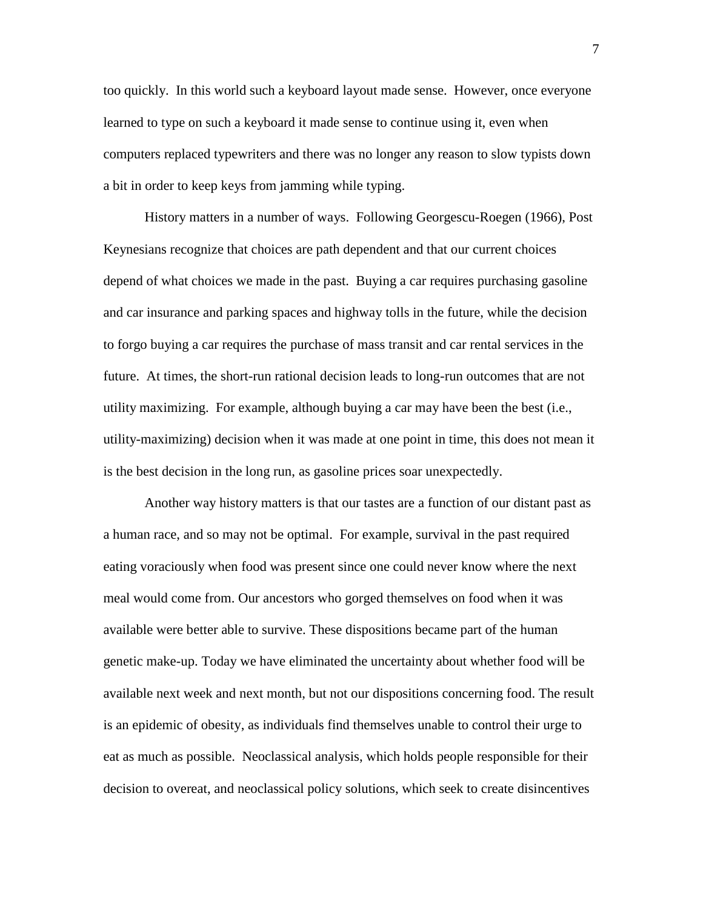too quickly. In this world such a keyboard layout made sense. However, once everyone learned to type on such a keyboard it made sense to continue using it, even when computers replaced typewriters and there was no longer any reason to slow typists down a bit in order to keep keys from jamming while typing.

History matters in a number of ways. Following Georgescu-Roegen (1966), Post Keynesians recognize that choices are path dependent and that our current choices depend of what choices we made in the past. Buying a car requires purchasing gasoline and car insurance and parking spaces and highway tolls in the future, while the decision to forgo buying a car requires the purchase of mass transit and car rental services in the future. At times, the short-run rational decision leads to long-run outcomes that are not utility maximizing. For example, although buying a car may have been the best (i.e., utility-maximizing) decision when it was made at one point in time, this does not mean it is the best decision in the long run, as gasoline prices soar unexpectedly.

Another way history matters is that our tastes are a function of our distant past as a human race, and so may not be optimal. For example, survival in the past required eating voraciously when food was present since one could never know where the next meal would come from. Our ancestors who gorged themselves on food when it was available were better able to survive. These dispositions became part of the human genetic make-up. Today we have eliminated the uncertainty about whether food will be available next week and next month, but not our dispositions concerning food. The result is an epidemic of obesity, as individuals find themselves unable to control their urge to eat as much as possible. Neoclassical analysis, which holds people responsible for their decision to overeat, and neoclassical policy solutions, which seek to create disincentives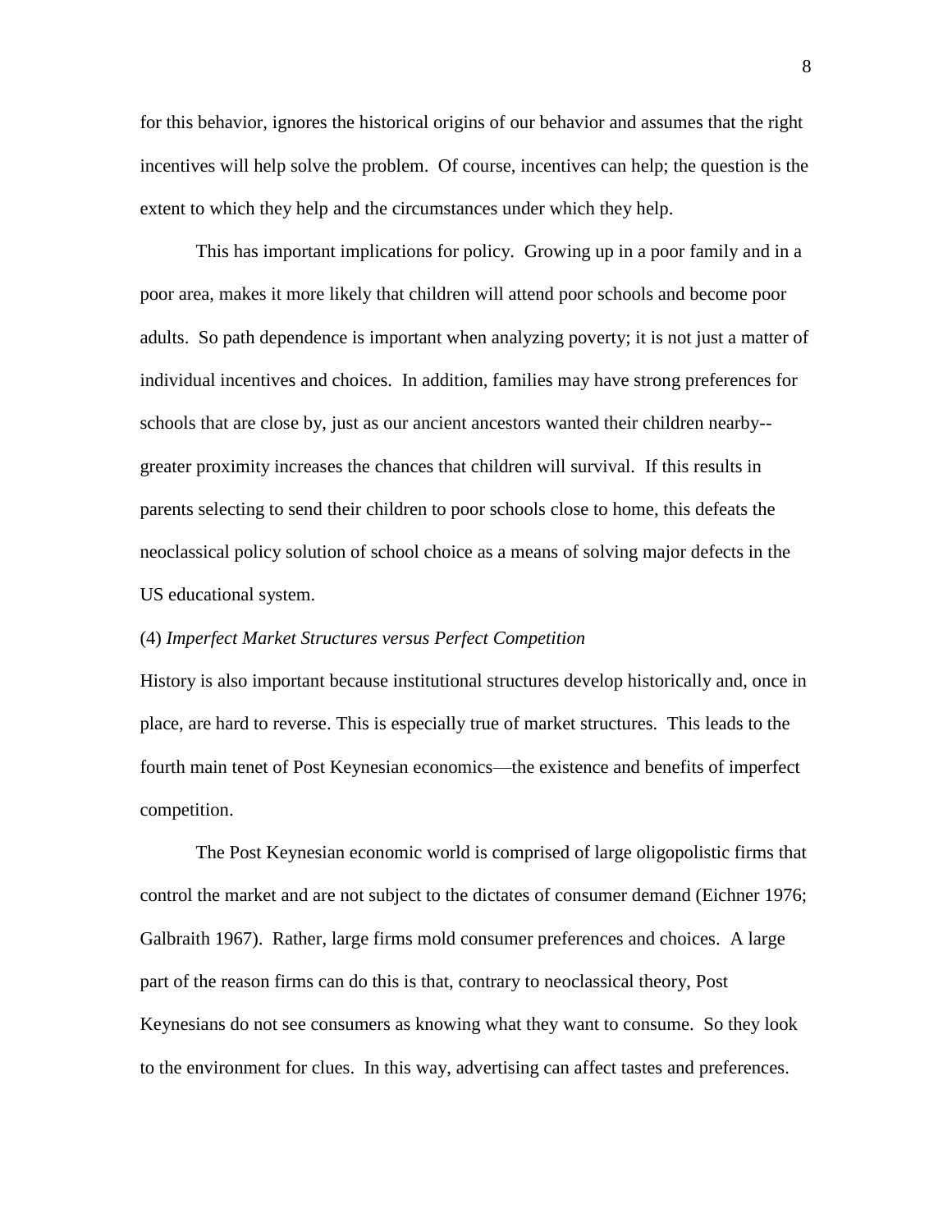for this behavior, ignores the historical origins of our behavior and assumes that the right incentives will help solve the problem. Of course, incentives can help; the question is the extent to which they help and the circumstances under which they help.

This has important implications for policy. Growing up in a poor family and in a poor area, makes it more likely that children will attend poor schools and become poor adults. So path dependence is important when analyzing poverty; it is not just a matter of individual incentives and choices. In addition, families may have strong preferences for schools that are close by, just as our ancient ancestors wanted their children nearby-- greater proximity increases the chances that children will survival. If this results in parents selecting to send their children to poor schools close to home, this defeats the neoclassical policy solution of school choice as a means of solving major defects in the US educational system.

(4) *Imperfect Market Structures versus Perfect Competition*

History is also important because institutional structures develop historically and, once in place, are hard to reverse. This is especially true of market structures. This leads to the fourth main tenet of Post Keynesian economics—the existence and benefits of imperfect competition.

The Post Keynesian economic world is comprised of large oligopolistic firms that control the market and are not subject to the dictates of consumer demand (Eichner 1976; Galbraith 1967). Rather, large firms mold consumer preferences and choices. A large part of the reason firms can do this is that, contrary to neoclassical theory, Post Keynesians do not see consumers as knowing what they want to consume. So they look to the environment for clues. In this way, advertising can affect tastes and preferences.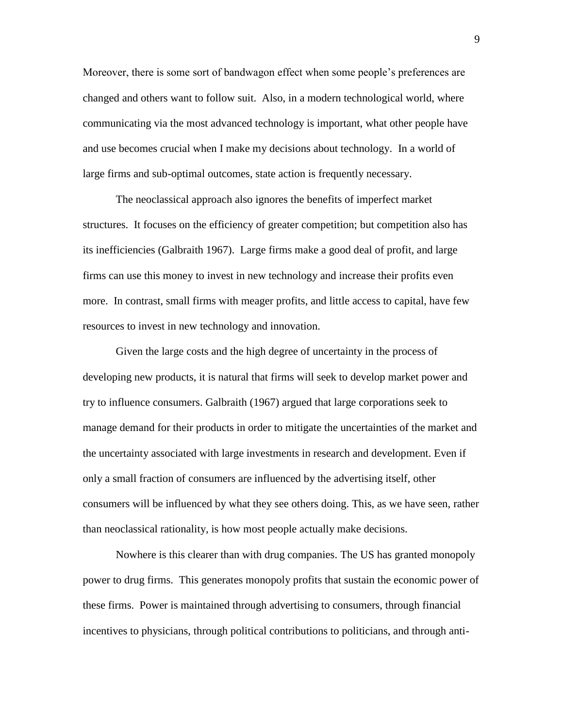Moreover, there is some sort of bandwagon effect when some people's preferences are changed and others want to follow suit. Also, in a modern technological world, where communicating via the most advanced technology is important, what other people have and use becomes crucial when I make my decisions about technology. In a world of large firms and sub-optimal outcomes, state action is frequently necessary.

The neoclassical approach also ignores the benefits of imperfect market structures. It focuses on the efficiency of greater competition; but competition also has its inefficiencies (Galbraith 1967). Large firms make a good deal of profit, and large firms can use this money to invest in new technology and increase their profits even more. In contrast, small firms with meager profits, and little access to capital, have few resources to invest in new technology and innovation.

Given the large costs and the high degree of uncertainty in the process of developing new products, it is natural that firms will seek to develop market power and try to influence consumers. Galbraith (1967) argued that large corporations seek to manage demand for their products in order to mitigate the uncertainties of the market and the uncertainty associated with large investments in research and development. Even if only a small fraction of consumers are influenced by the advertising itself, other consumers will be influenced by what they see others doing. This, as we have seen, rather than neoclassical rationality, is how most people actually make decisions.

Nowhere is this clearer than with drug companies. The US has granted monopoly power to drug firms. This generates monopoly profits that sustain the economic power of these firms. Power is maintained through advertising to consumers, through financial incentives to physicians, through political contributions to politicians, and through anti-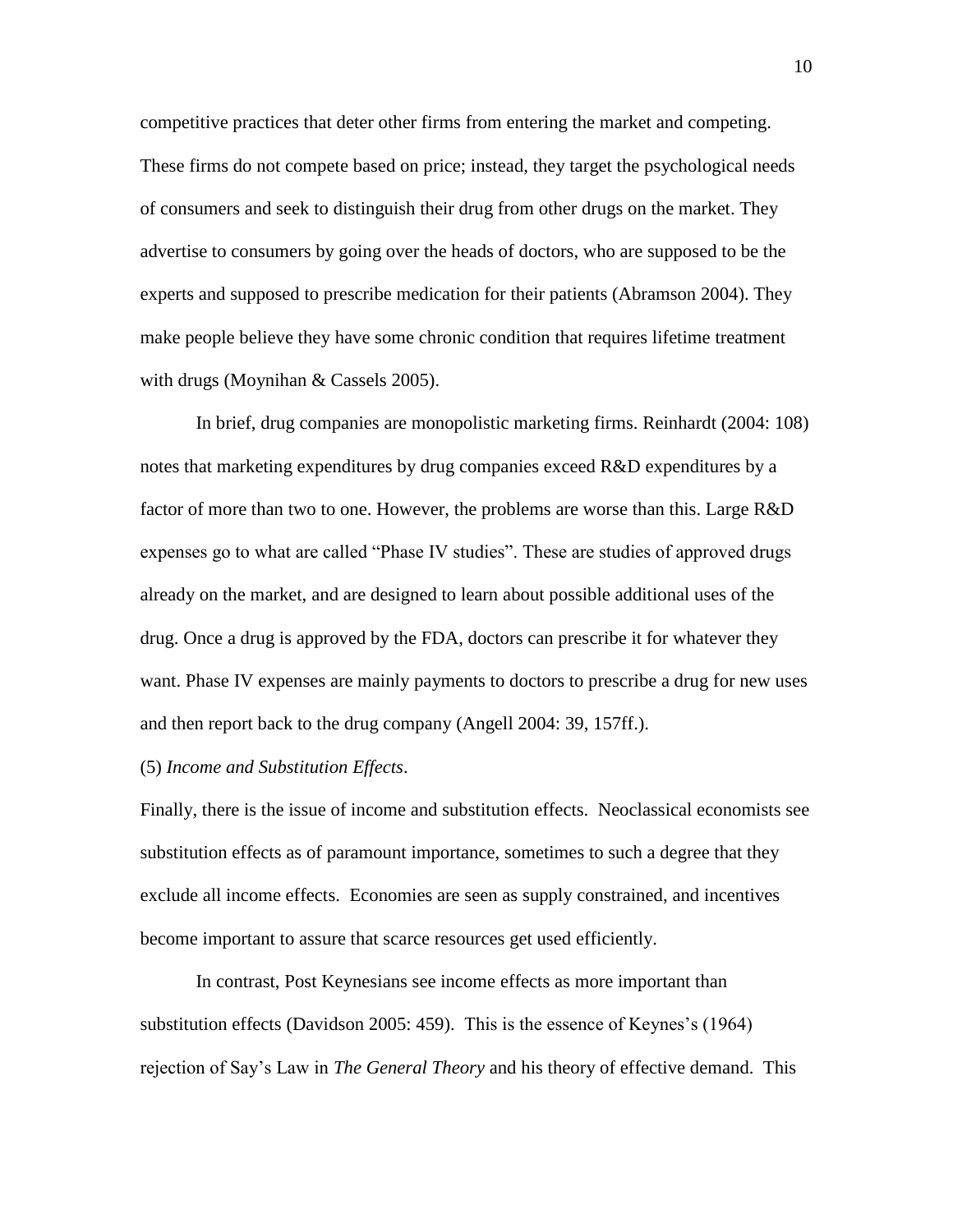competitive practices that deter other firms from entering the market and competing. These firms do not compete based on price; instead, they target the psychological needs of consumers and seek to distinguish their drug from other drugs on the market. They advertise to consumers by going over the heads of doctors, who are supposed to be the experts and supposed to prescribe medication for their patients (Abramson 2004). They make people believe they have some chronic condition that requires lifetime treatment with drugs (Moynihan & Cassels 2005).

In brief, drug companies are monopolistic marketing firms. Reinhardt (2004: 108) notes that marketing expenditures by drug companies exceed R&D expenditures by a factor of more than two to one. However, the problems are worse than this. Large R&D expenses go to what are called "Phase IV studies". These are studies of approved drugs already on the market, and are designed to learn about possible additional uses of the drug. Once a drug is approved by the FDA, doctors can prescribe it for whatever they want. Phase IV expenses are mainly payments to doctors to prescribe a drug for new uses and then report back to the drug company (Angell 2004: 39, 157ff.).

(5) *Income and Substitution Effects*.

Finally, there is the issue of income and substitution effects. Neoclassical economists see substitution effects as of paramount importance, sometimes to such a degree that they exclude all income effects. Economies are seen as supply constrained, and incentives become important to assure that scarce resources get used efficiently.

In contrast, Post Keynesians see income effects as more important than substitution effects (Davidson 2005: 459). This is the essence of Keynes's (1964) rejection of Say's Law in *The General Theory* and his theory of effective demand. This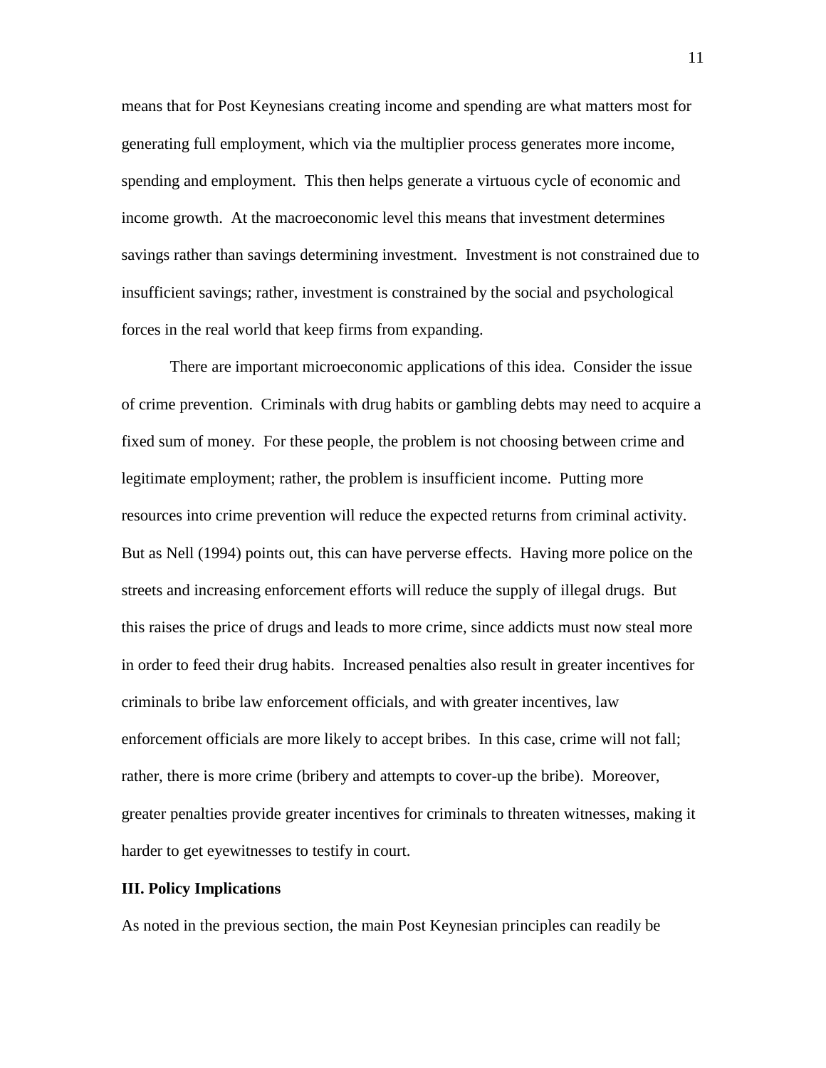means that for Post Keynesians creating income and spending are what matters most for generating full employment, which via the multiplier process generates more income, spending and employment. This then helps generate a virtuous cycle of economic and income growth. At the macroeconomic level this means that investment determines savings rather than savings determining investment. Investment is not constrained due to insufficient savings; rather, investment is constrained by the social and psychological forces in the real world that keep firms from expanding.

There are important microeconomic applications of this idea. Consider the issue of crime prevention. Criminals with drug habits or gambling debts may need to acquire a fixed sum of money. For these people, the problem is not choosing between crime and legitimate employment; rather, the problem is insufficient income. Putting more resources into crime prevention will reduce the expected returns from criminal activity. But as Nell (1994) points out, this can have perverse effects. Having more police on the streets and increasing enforcement efforts will reduce the supply of illegal drugs. But this raises the price of drugs and leads to more crime, since addicts must now steal more in order to feed their drug habits. Increased penalties also result in greater incentives for criminals to bribe law enforcement officials, and with greater incentives, law enforcement officials are more likely to accept bribes. In this case, crime will not fall; rather, there is more crime (bribery and attempts to cover-up the bribe). Moreover, greater penalties provide greater incentives for criminals to threaten witnesses, making it harder to get eyewitnesses to testify in court.

## III. Policy Implications

As noted in the previous section, the main Post Keynesian principles can readily be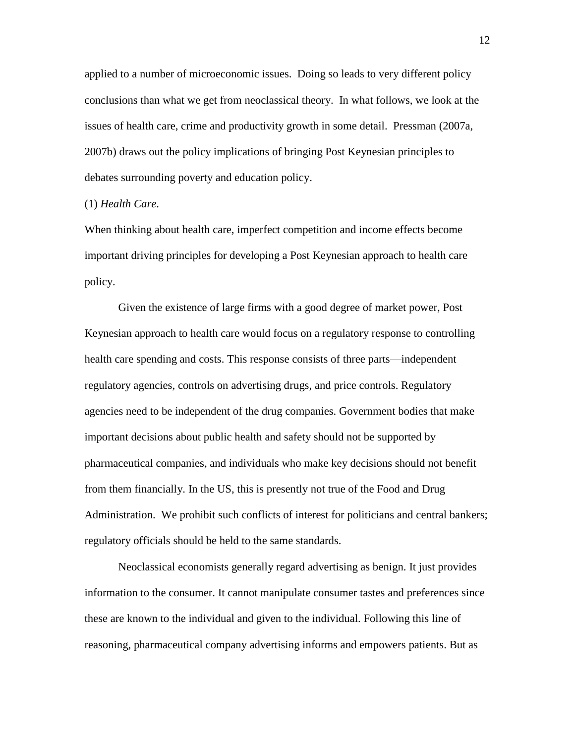applied to a number of microeconomic issues. Doing so leads to very different policy conclusions than what we get from neoclassical theory. In what follows, we look at the issues of health care, crime and productivity growth in some detail. Pressman (2007a, 2007b) draws out the policy implications of bringing Post Keynesian principles to debates surrounding poverty and education policy.

(1) *Health Care*.

When thinking about health care, imperfect competition and income effects become important driving principles for developing a Post Keynesian approach to health care policy.

Given the existence of large firms with a good degree of market power, Post Keynesian approach to health care would focus on a regulatory response to controlling health care spending and costs. This response consists of three parts—independent regulatory agencies, controls on advertising drugs, and price controls. Regulatory agencies need to be independent of the drug companies. Government bodies that make important decisions about public health and safety should not be supported by pharmaceutical companies, and individuals who make key decisions should not benefit from them financially. In the US, this is presently not true of the Food and Drug Administration. We prohibit such conflicts of interest for politicians and central bankers; regulatory officials should be held to the same standards.

Neoclassical economists generally regard advertising as benign. It just provides information to the consumer. It cannot manipulate consumer tastes and preferences since these are known to the individual and given to the individual. Following this line of reasoning, pharmaceutical company advertising informs and empowers patients. But as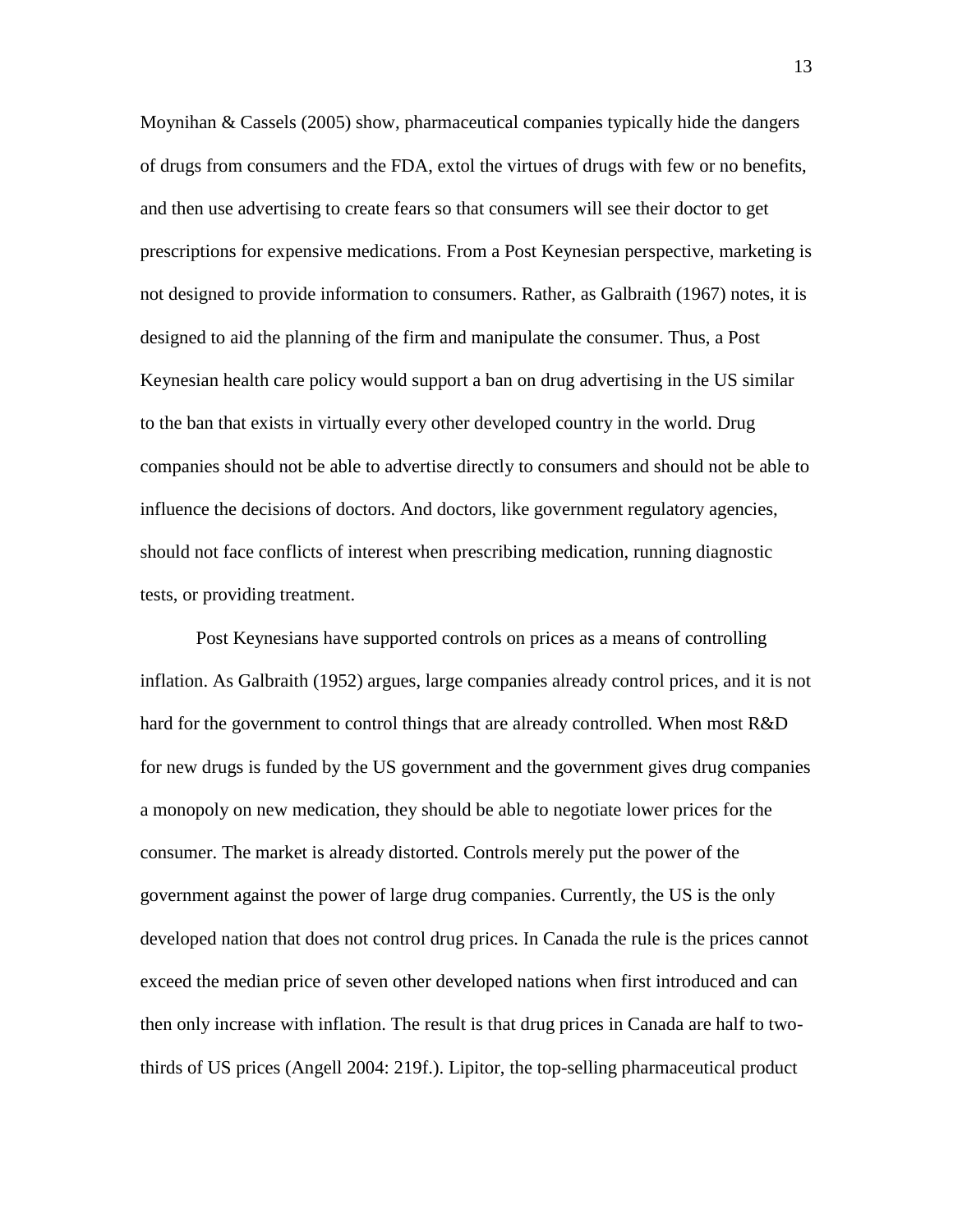Moynihan & Cassels (2005) show, pharmaceutical companies typically hide the dangers of drugs from consumers and the FDA, extol the virtues of drugs with few or no benefits, and then use advertising to create fears so that consumers will see their doctor to get prescriptions for expensive medications. From a Post Keynesian perspective, marketing is not designed to provide information to consumers. Rather, as Galbraith (1967) notes, it is designed to aid the planning of the firm and manipulate the consumer. Thus, a Post Keynesian health care policy would support a ban on drug advertising in the US similar to the ban that exists in virtually every other developed country in the world. Drug companies should not be able to advertise directly to consumers and should not be able to influence the decisions of doctors. And doctors, like government regulatory agencies, should not face conflicts of interest when prescribing medication, running diagnostic tests, or providing treatment.

Post Keynesians have supported controls on prices as a means of controlling inflation. As Galbraith (1952) argues, large companies already control prices, and it is not hard for the government to control things that are already controlled. When most R&D for new drugs is funded by the US government and the government gives drug companies a monopoly on new medication, they should be able to negotiate lower prices for the consumer. The market is already distorted. Controls merely put the power of the government against the power of large drug companies. Currently, the US is the only developed nation that does not control drug prices. In Canada the rule is the prices cannot exceed the median price of seven other developed nations when first introduced and can then only increase with inflation. The result is that drug prices in Canada are half to two-thirds of US prices (Angell 2004: 219f.). Lipitor, the top-selling pharmaceutical product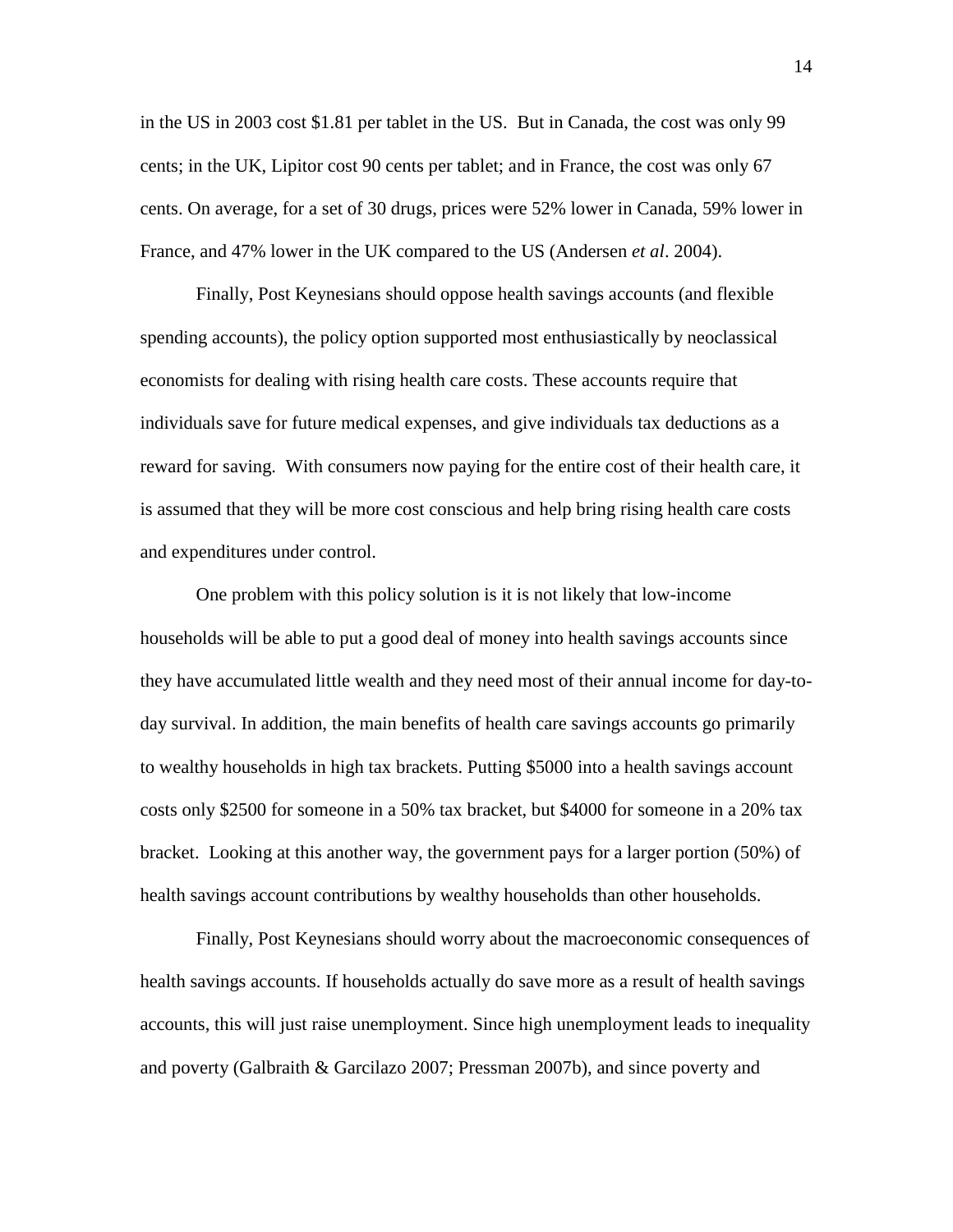in the US in 2003 cost $1.81 per tablet in the US. But in Canada, the cost was only 99 cents; in the UK, Lipitor cost 90 cents per tablet; and in France, the cost was only 67 cents. On average, for a set of 30 drugs, prices were 52% lower in Canada, 59% lower in France, and 47% lower in the UK compared to the US (Andersen *et al*. 2004).

Finally, Post Keynesians should oppose health savings accounts (and flexible spending accounts), the policy option supported most enthusiastically by neoclassical economists for dealing with rising health care costs. These accounts require that individuals save for future medical expenses, and give individuals tax deductions as a reward for saving. With consumers now paying for the entire cost of their health care, it is assumed that they will be more cost conscious and help bring rising health care costs and expenditures under control.

One problem with this policy solution is it is not likely that low-income households will be able to put a good deal of money into health savings accounts since they have accumulated little wealth and they need most of their annual income for day-to-day survival. In addition, the main benefits of health care savings accounts go primarily to wealthy households in high tax brackets. Putting $5000 into a health savings account costs only $2500 for someone in a 50% tax bracket, but $4000 for someone in a 20% tax bracket. Looking at this another way, the government pays for a larger portion (50%) of health savings account contributions by wealthy households than other households.

Finally, Post Keynesians should worry about the macroeconomic consequences of health savings accounts. If households actually do save more as a result of health savings accounts, this will just raise unemployment. Since high unemployment leads to inequality and poverty (Galbraith & Garcilazo 2007; Pressman 2007b), and since poverty and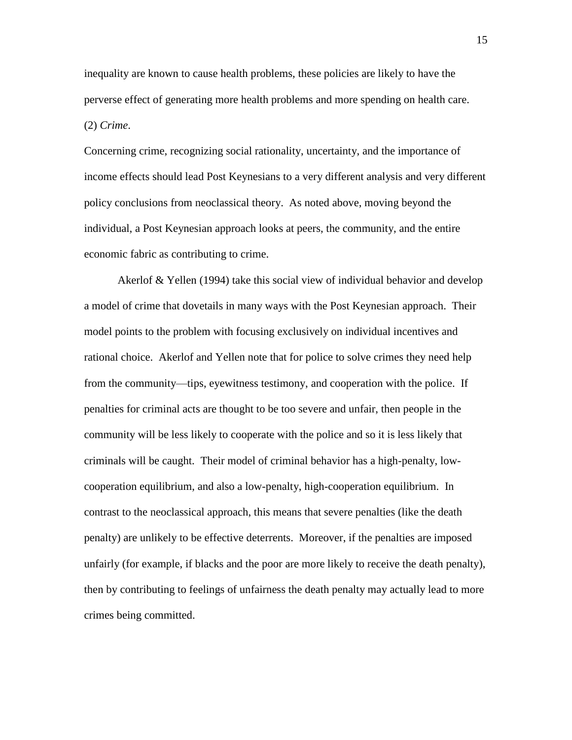inequality are known to cause health problems, these policies are likely to have the perverse effect of generating more health problems and more spending on health care.

(2) *Crime*.

Concerning crime, recognizing social rationality, uncertainty, and the importance of income effects should lead Post Keynesians to a very different analysis and very different policy conclusions from neoclassical theory. As noted above, moving beyond the individual, a Post Keynesian approach looks at peers, the community, and the entire economic fabric as contributing to crime.

Akerlof & Yellen (1994) take this social view of individual behavior and develop a model of crime that dovetails in many ways with the Post Keynesian approach. Their model points to the problem with focusing exclusively on individual incentives and rational choice. Akerlof and Yellen note that for police to solve crimes they need help from the community—tips, eyewitness testimony, and cooperation with the police. If penalties for criminal acts are thought to be too severe and unfair, then people in the community will be less likely to cooperate with the police and so it is less likely that criminals will be caught. Their model of criminal behavior has a high-penalty, low-cooperation equilibrium, and also a low-penalty, high-cooperation equilibrium. In contrast to the neoclassical approach, this means that severe penalties (like the death penalty) are unlikely to be effective deterrents. Moreover, if the penalties are imposed unfairly (for example, if blacks and the poor are more likely to receive the death penalty), then by contributing to feelings of unfairness the death penalty may actually lead to more crimes being committed.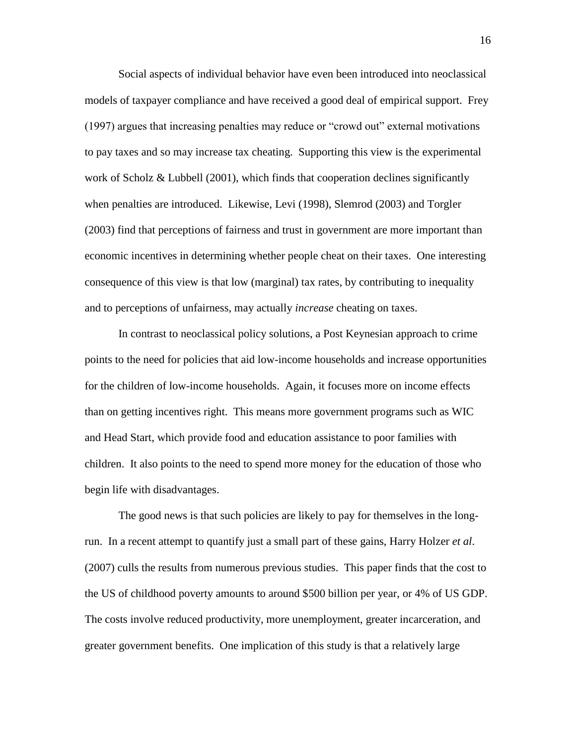Social aspects of individual behavior have even been introduced into neoclassical models of taxpayer compliance and have received a good deal of empirical support. Frey (1997) argues that increasing penalties may reduce or "crowd out" external motivations to pay taxes and so may increase tax cheating. Supporting this view is the experimental work of Scholz & Lubbell (2001), which finds that cooperation declines significantly when penalties are introduced. Likewise, Levi (1998), Slemrod (2003) and Torgler (2003) find that perceptions of fairness and trust in government are more important than economic incentives in determining whether people cheat on their taxes. One interesting consequence of this view is that low (marginal) tax rates, by contributing to inequality and to perceptions of unfairness, may actually *increase* cheating on taxes.

In contrast to neoclassical policy solutions, a Post Keynesian approach to crime points to the need for policies that aid low-income households and increase opportunities for the children of low-income households. Again, it focuses more on income effects than on getting incentives right. This means more government programs such as WIC and Head Start, which provide food and education assistance to poor families with children. It also points to the need to spend more money for the education of those who begin life with disadvantages.

The good news is that such policies are likely to pay for themselves in the long-run. In a recent attempt to quantify just a small part of these gains, Harry Holzer *et al*. (2007) culls the results from numerous previous studies. This paper finds that the cost to the US of childhood poverty amounts to around $500 billion per year, or 4% of US GDP. The costs involve reduced productivity, more unemployment, greater incarceration, and greater government benefits. One implication of this study is that a relatively large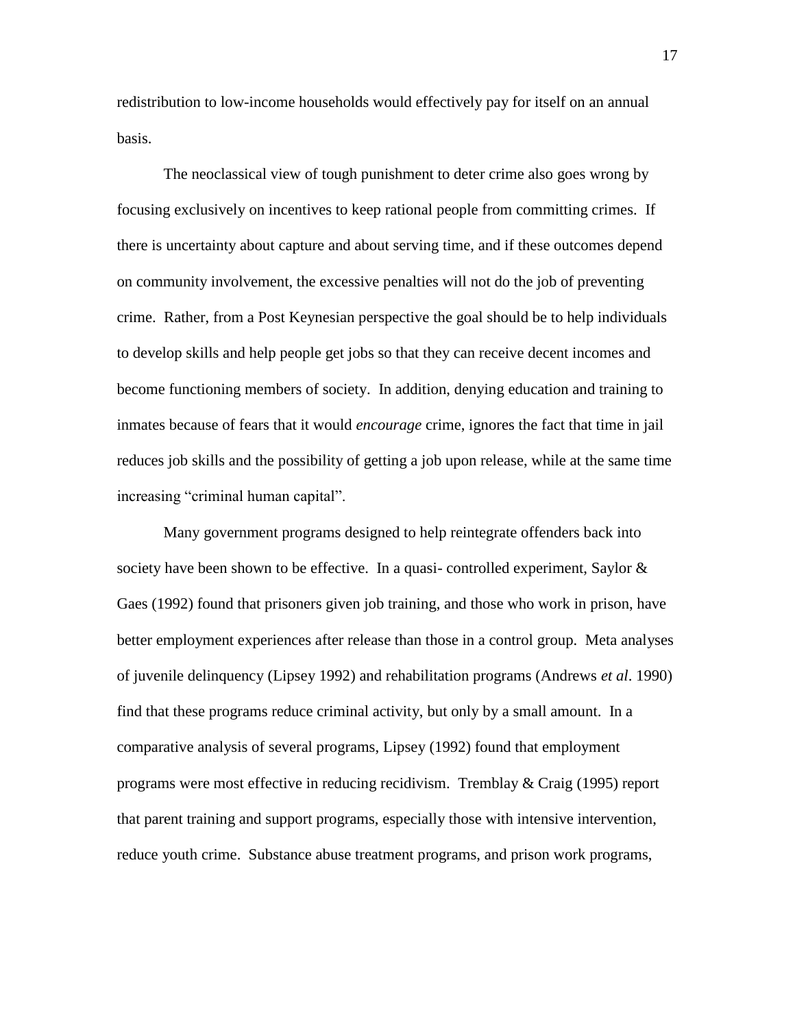redistribution to low-income households would effectively pay for itself on an annual basis.

The neoclassical view of tough punishment to deter crime also goes wrong by focusing exclusively on incentives to keep rational people from committing crimes. If there is uncertainty about capture and about serving time, and if these outcomes depend on community involvement, the excessive penalties will not do the job of preventing crime. Rather, from a Post Keynesian perspective the goal should be to help individuals to develop skills and help people get jobs so that they can receive decent incomes and become functioning members of society. In addition, denying education and training to inmates because of fears that it would *encourage* crime, ignores the fact that time in jail reduces job skills and the possibility of getting a job upon release, while at the same time increasing "criminal human capital".

Many government programs designed to help reintegrate offenders back into society have been shown to be effective. In a quasi- controlled experiment, Saylor & Gaes (1992) found that prisoners given job training, and those who work in prison, have better employment experiences after release than those in a control group. Meta analyses of juvenile delinquency (Lipsey 1992) and rehabilitation programs (Andrews *et al*. 1990) find that these programs reduce criminal activity, but only by a small amount. In a comparative analysis of several programs, Lipsey (1992) found that employment programs were most effective in reducing recidivism. Tremblay & Craig (1995) report that parent training and support programs, especially those with intensive intervention, reduce youth crime. Substance abuse treatment programs, and prison work programs,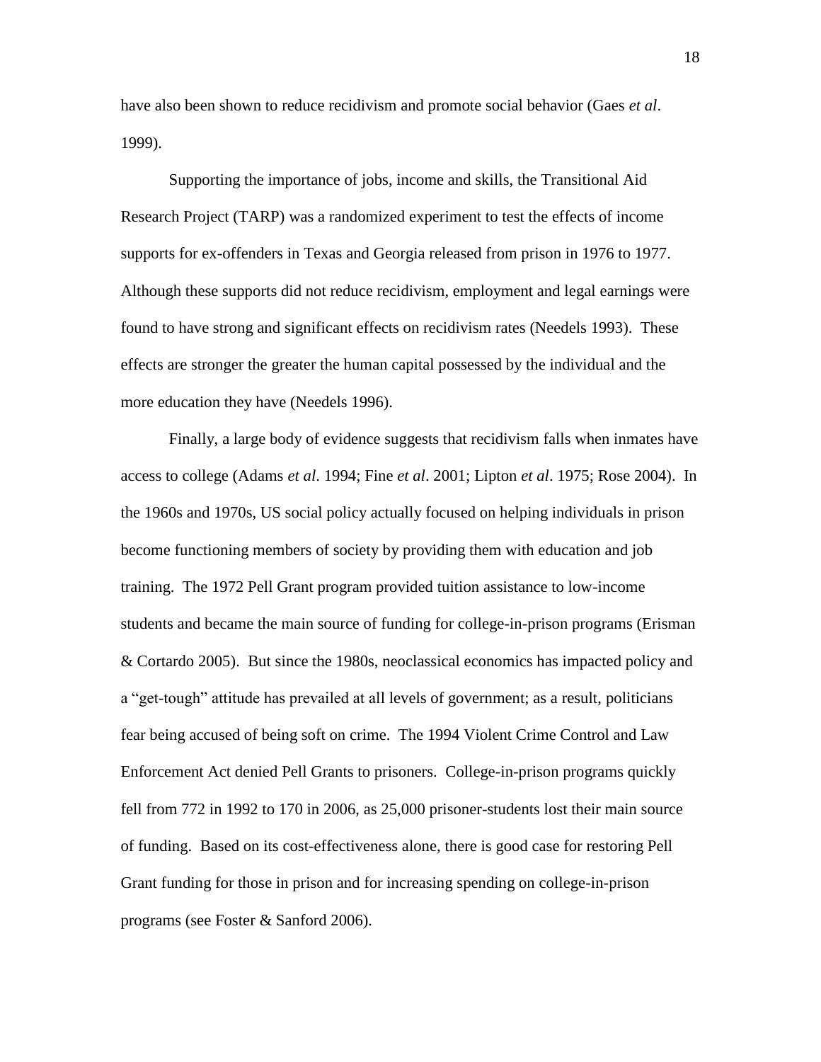have also been shown to reduce recidivism and promote social behavior (Gaes *et al*. 1999).

Supporting the importance of jobs, income and skills, the Transitional Aid Research Project (TARP) was a randomized experiment to test the effects of income supports for ex-offenders in Texas and Georgia released from prison in 1976 to 1977. Although these supports did not reduce recidivism, employment and legal earnings were found to have strong and significant effects on recidivism rates (Needels 1993). These effects are stronger the greater the human capital possessed by the individual and the more education they have (Needels 1996).

Finally, a large body of evidence suggests that recidivism falls when inmates have access to college (Adams *et al*. 1994; Fine *et al*. 2001; Lipton *et al*. 1975; Rose 2004). In the 1960s and 1970s, US social policy actually focused on helping individuals in prison become functioning members of society by providing them with education and job training. The 1972 Pell Grant program provided tuition assistance to low-income students and became the main source of funding for college-in-prison programs (Erisman & Cortardo 2005). But since the 1980s, neoclassical economics has impacted policy and a "get-tough" attitude has prevailed at all levels of government; as a result, politicians fear being accused of being soft on crime. The 1994 Violent Crime Control and Law Enforcement Act denied Pell Grants to prisoners. College-in-prison programs quickly fell from 772 in 1992 to 170 in 2006, as 25,000 prisoner-students lost their main source of funding. Based on its cost-effectiveness alone, there is good case for restoring Pell Grant funding for those in prison and for increasing spending on college-in-prison programs (see Foster & Sanford 2006).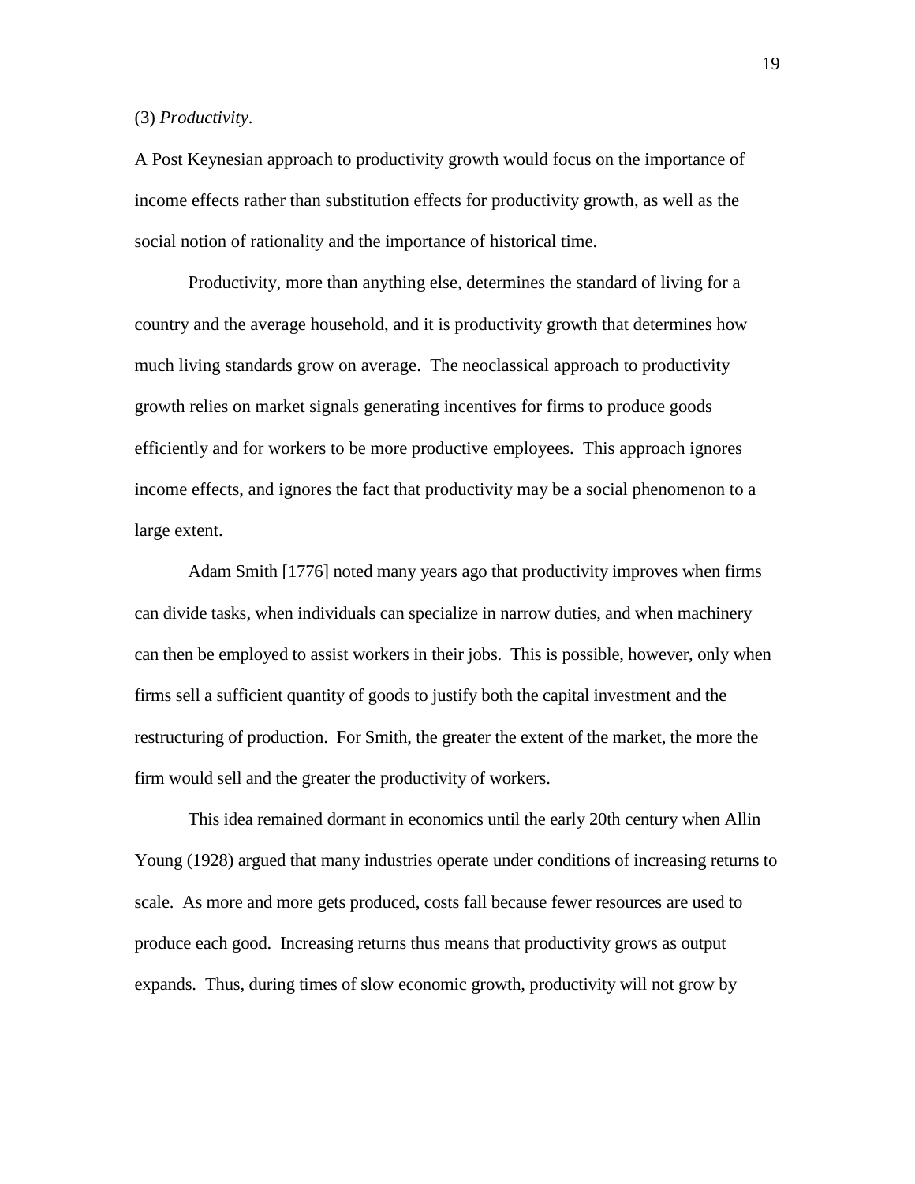(3) *Productivity*.

A Post Keynesian approach to productivity growth would focus on the importance of income effects rather than substitution effects for productivity growth, as well as the social notion of rationality and the importance of historical time.

Productivity, more than anything else, determines the standard of living for a country and the average household, and it is productivity growth that determines how much living standards grow on average. The neoclassical approach to productivity growth relies on market signals generating incentives for firms to produce goods efficiently and for workers to be more productive employees. This approach ignores income effects, and ignores the fact that productivity may be a social phenomenon to a large extent.

Adam Smith [1776] noted many years ago that productivity improves when firms can divide tasks, when individuals can specialize in narrow duties, and when machinery can then be employed to assist workers in their jobs. This is possible, however, only when firms sell a sufficient quantity of goods to justify both the capital investment and the restructuring of production. For Smith, the greater the extent of the market, the more the firm would sell and the greater the productivity of workers.

This idea remained dormant in economics until the early 20th century when Allin Young (1928) argued that many industries operate under conditions of increasing returns to scale. As more and more gets produced, costs fall because fewer resources are used to produce each good. Increasing returns thus means that productivity grows as output expands. Thus, during times of slow economic growth, productivity will not grow by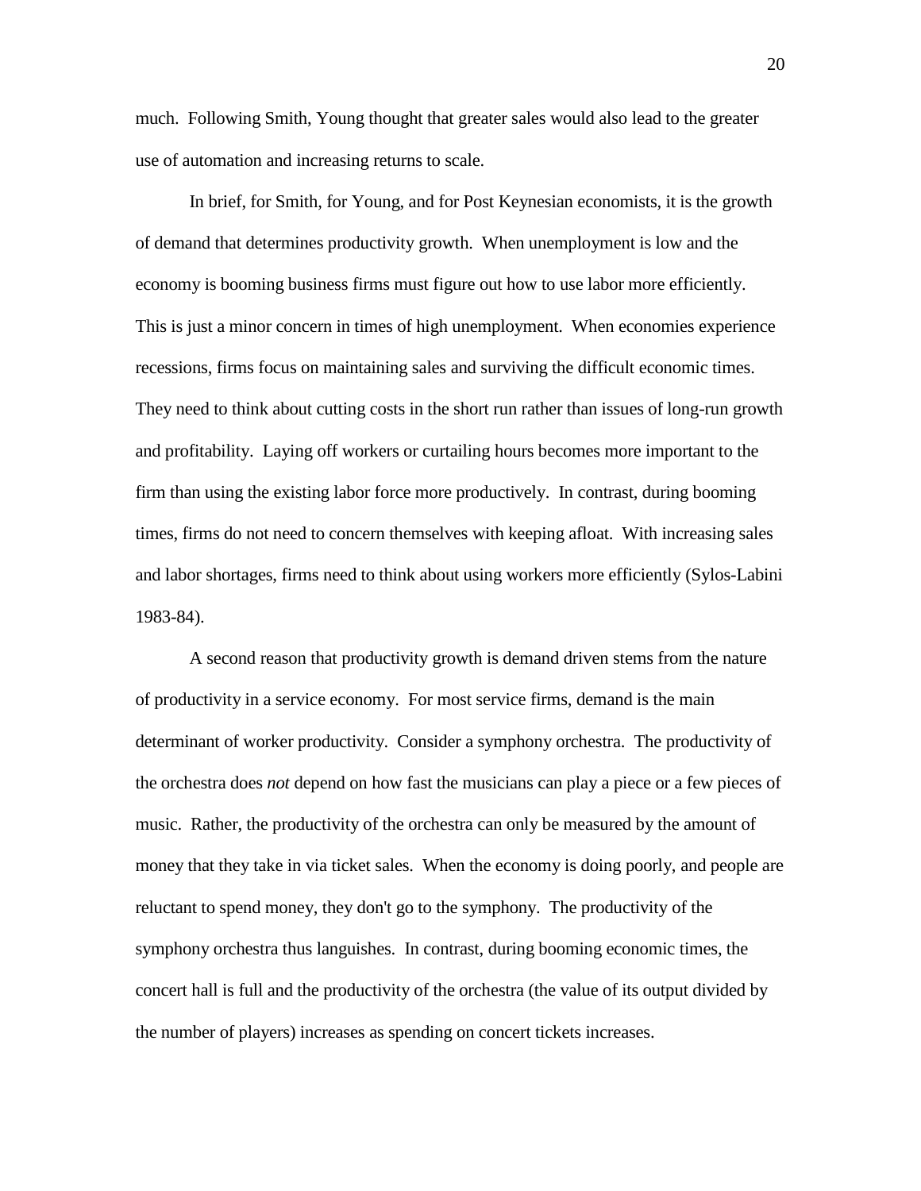much. Following Smith, Young thought that greater sales would also lead to the greater use of automation and increasing returns to scale.

In brief, for Smith, for Young, and for Post Keynesian economists, it is the growth of demand that determines productivity growth. When unemployment is low and the economy is booming business firms must figure out how to use labor more efficiently. This is just a minor concern in times of high unemployment. When economies experience recessions, firms focus on maintaining sales and surviving the difficult economic times. They need to think about cutting costs in the short run rather than issues of long-run growth and profitability. Laying off workers or curtailing hours becomes more important to the firm than using the existing labor force more productively. In contrast, during booming times, firms do not need to concern themselves with keeping afloat. With increasing sales and labor shortages, firms need to think about using workers more efficiently (Sylos-Labini 1983-84).

A second reason that productivity growth is demand driven stems from the nature of productivity in a service economy. For most service firms, demand is the main determinant of worker productivity. Consider a symphony orchestra. The productivity of the orchestra does *not* depend on how fast the musicians can play a piece or a few pieces of music. Rather, the productivity of the orchestra can only be measured by the amount of money that they take in via ticket sales. When the economy is doing poorly, and people are reluctant to spend money, they don't go to the symphony. The productivity of the symphony orchestra thus languishes. In contrast, during booming economic times, the concert hall is full and the productivity of the orchestra (the value of its output divided by the number of players) increases as spending on concert tickets increases.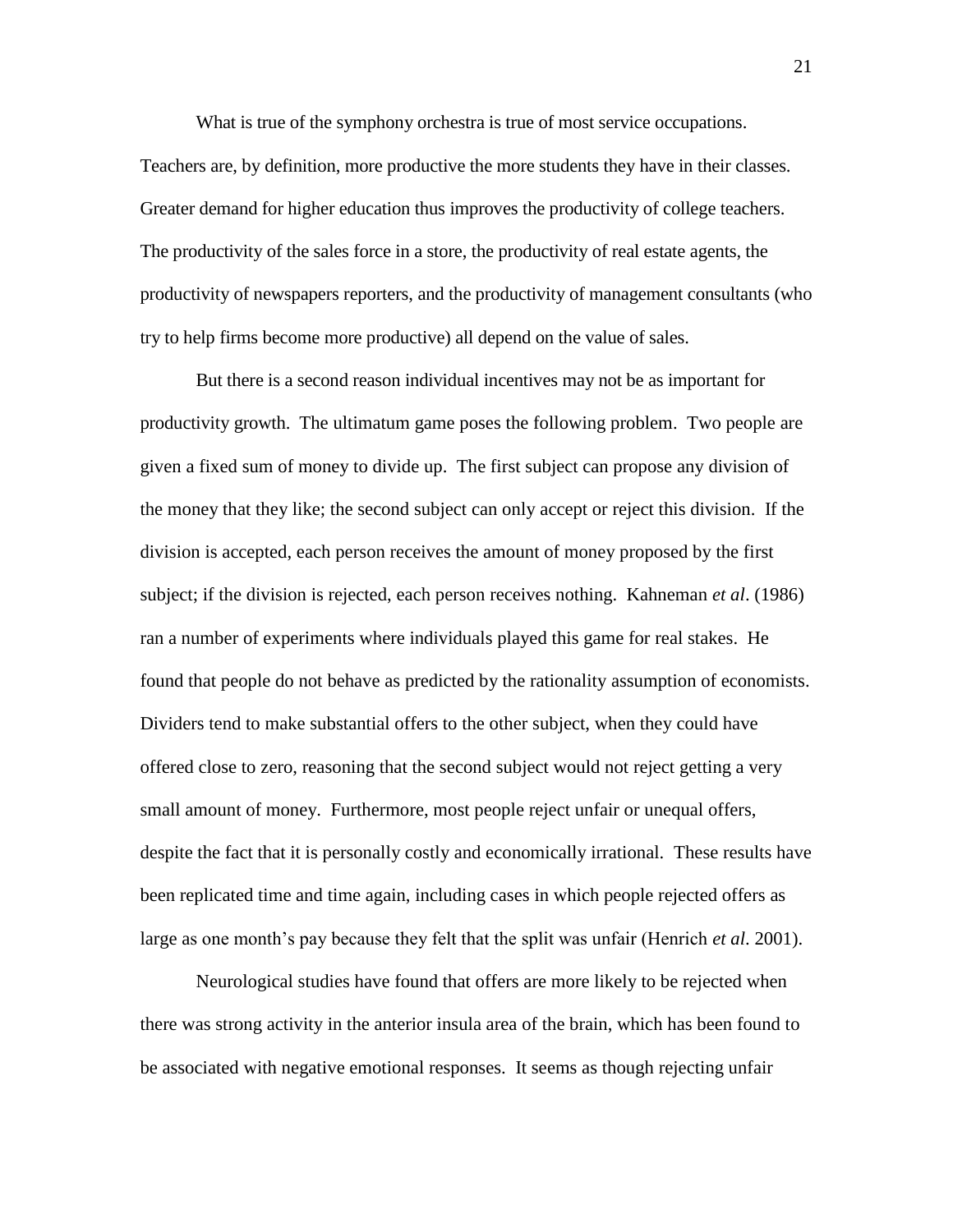What is true of the symphony orchestra is true of most service occupations. Teachers are, by definition, more productive the more students they have in their classes. Greater demand for higher education thus improves the productivity of college teachers. The productivity of the sales force in a store, the productivity of real estate agents, the productivity of newspapers reporters, and the productivity of management consultants (who try to help firms become more productive) all depend on the value of sales.

But there is a second reason individual incentives may not be as important for productivity growth. The ultimatum game poses the following problem. Two people are given a fixed sum of money to divide up. The first subject can propose any division of the money that they like; the second subject can only accept or reject this division. If the division is accepted, each person receives the amount of money proposed by the first subject; if the division is rejected, each person receives nothing. Kahneman *et al*. (1986) ran a number of experiments where individuals played this game for real stakes. He found that people do not behave as predicted by the rationality assumption of economists. Dividers tend to make substantial offers to the other subject, when they could have offered close to zero, reasoning that the second subject would not reject getting a very small amount of money. Furthermore, most people reject unfair or unequal offers, despite the fact that it is personally costly and economically irrational. These results have been replicated time and time again, including cases in which people rejected offers as large as one month's pay because they felt that the split was unfair (Henrich *et al*. 2001).

Neurological studies have found that offers are more likely to be rejected when there was strong activity in the anterior insula area of the brain, which has been found to be associated with negative emotional responses. It seems as though rejecting unfair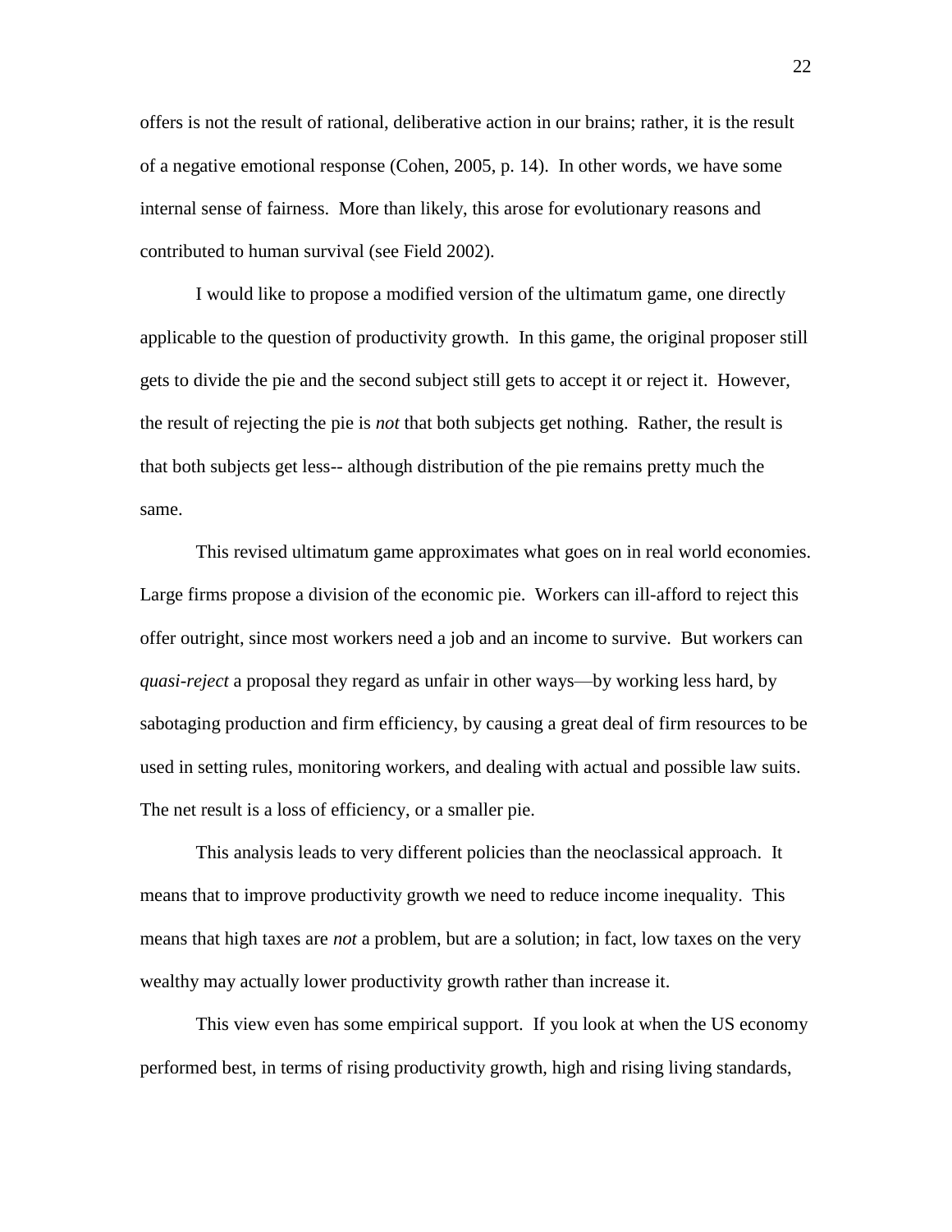offers is not the result of rational, deliberative action in our brains; rather, it is the result of a negative emotional response (Cohen, 2005, p. 14). In other words, we have some internal sense of fairness. More than likely, this arose for evolutionary reasons and contributed to human survival (see Field 2002).

I would like to propose a modified version of the ultimatum game, one directly applicable to the question of productivity growth. In this game, the original proposer still gets to divide the pie and the second subject still gets to accept it or reject it. However, the result of rejecting the pie is *not* that both subjects get nothing. Rather, the result is that both subjects get less-- although distribution of the pie remains pretty much the same.

This revised ultimatum game approximates what goes on in real world economies. Large firms propose a division of the economic pie. Workers can ill-afford to reject this offer outright, since most workers need a job and an income to survive. But workers can *quasi-reject* a proposal they regard as unfair in other ways—by working less hard, by sabotaging production and firm efficiency, by causing a great deal of firm resources to be used in setting rules, monitoring workers, and dealing with actual and possible law suits. The net result is a loss of efficiency, or a smaller pie.

This analysis leads to very different policies than the neoclassical approach. It means that to improve productivity growth we need to reduce income inequality. This means that high taxes are *not* a problem, but are a solution; in fact, low taxes on the very wealthy may actually lower productivity growth rather than increase it.

This view even has some empirical support. If you look at when the US economy performed best, in terms of rising productivity growth, high and rising living standards,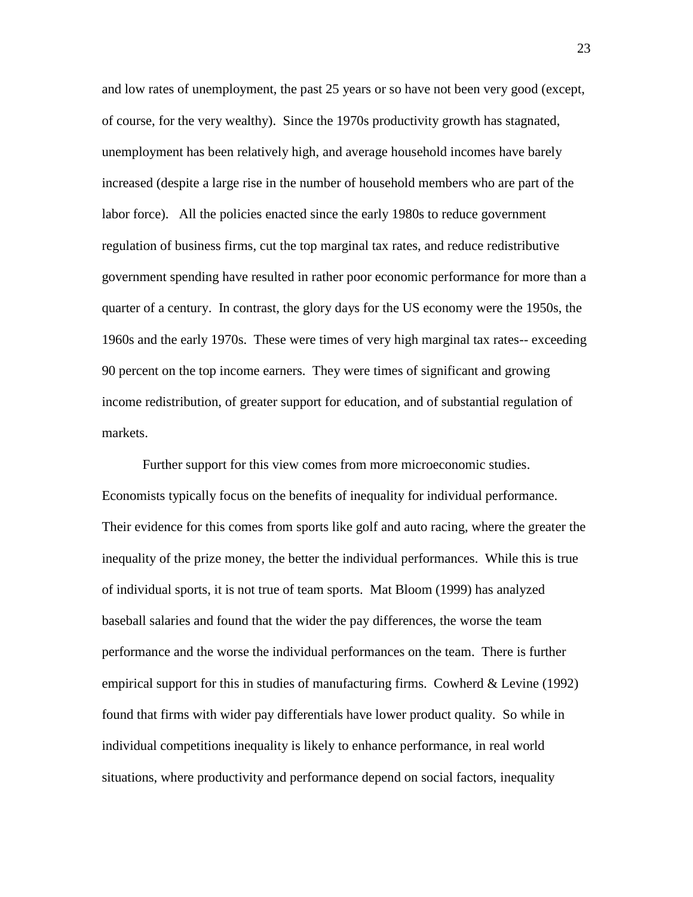and low rates of unemployment, the past 25 years or so have not been very good (except, of course, for the very wealthy). Since the 1970s productivity growth has stagnated, unemployment has been relatively high, and average household incomes have barely increased (despite a large rise in the number of household members who are part of the labor force). All the policies enacted since the early 1980s to reduce government regulation of business firms, cut the top marginal tax rates, and reduce redistributive government spending have resulted in rather poor economic performance for more than a quarter of a century. In contrast, the glory days for the US economy were the 1950s, the 1960s and the early 1970s. These were times of very high marginal tax rates-- exceeding 90 percent on the top income earners. They were times of significant and growing income redistribution, of greater support for education, and of substantial regulation of markets.

Further support for this view comes from more microeconomic studies. Economists typically focus on the benefits of inequality for individual performance. Their evidence for this comes from sports like golf and auto racing, where the greater the inequality of the prize money, the better the individual performances. While this is true of individual sports, it is not true of team sports. Mat Bloom (1999) has analyzed baseball salaries and found that the wider the pay differences, the worse the team performance and the worse the individual performances on the team. There is further empirical support for this in studies of manufacturing firms. Cowherd & Levine (1992) found that firms with wider pay differentials have lower product quality. So while in individual competitions inequality is likely to enhance performance, in real world situations, where productivity and performance depend on social factors, inequality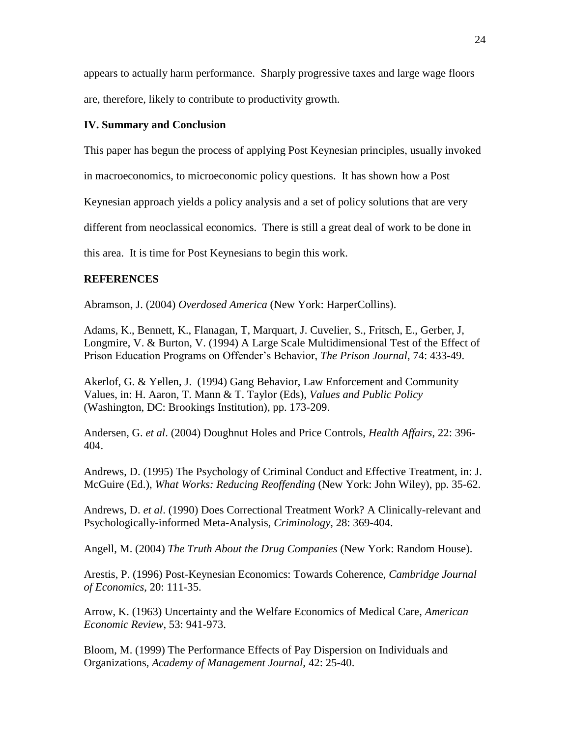appears to actually harm performance. Sharply progressive taxes and large wage floors are, therefore, likely to contribute to productivity growth.

## IV. Summary and Conclusion

This paper has begun the process of applying Post Keynesian principles, usually invoked in macroeconomics, to microeconomic policy questions. It has shown how a Post Keynesian approach yields a policy analysis and a set of policy solutions that are very different from neoclassical economics. There is still a great deal of work to be done in this area. It is time for Post Keynesians to begin this work.

## REFERENCES

Abramson, J. (2004) *Overdosed America* (New York: HarperCollins).

Adams, K., Bennett, K., Flanagan, T, Marquart, J. Cuvelier, S., Fritsch, E., Gerber, J, Longmire, V. & Burton, V. (1994) A Large Scale Multidimensional Test of the Effect of Prison Education Programs on Offender's Behavior, *The Prison Journal*, 74: 433-49.

Akerlof, G. & Yellen, J. (1994) Gang Behavior, Law Enforcement and Community Values, in: H. Aaron, T. Mann & T. Taylor (Eds), *Values and Public Policy* (Washington, DC: Brookings Institution), pp. 173-209.

Andersen, G. *et al*. (2004) Doughnut Holes and Price Controls, *Health Affairs*, 22: 396-404.

Andrews, D. (1995) The Psychology of Criminal Conduct and Effective Treatment, in: J. McGuire (Ed.), *What Works: Reducing Reoffending* (New York: John Wiley), pp. 35-62.

Andrews, D. *et al*. (1990) Does Correctional Treatment Work? A Clinically-relevant and Psychologically-informed Meta-Analysis, *Criminology*, 28: 369-404.

Angell, M. (2004) *The Truth About the Drug Companies* (New York: Random House).

Arestis, P. (1996) Post-Keynesian Economics: Towards Coherence, *Cambridge Journal of Economics*, 20: 111-35.

Arrow, K. (1963) Uncertainty and the Welfare Economics of Medical Care, *American Economic Review*, 53: 941-973.

Bloom, M. (1999) The Performance Effects of Pay Dispersion on Individuals and Organizations, *Academy of Management Journal*, 42: 25-40.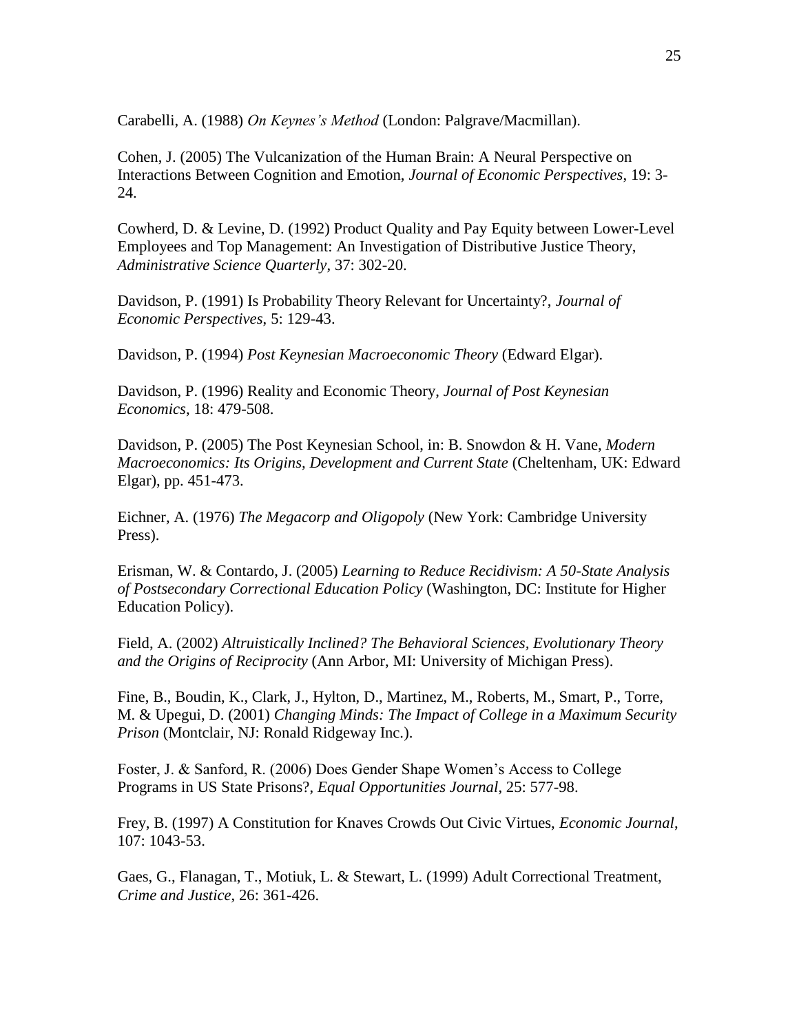Carabelli, A. (1988) *On Keynes's Method* (London: Palgrave/Macmillan).

Cohen, J. (2005) The Vulcanization of the Human Brain: A Neural Perspective on Interactions Between Cognition and Emotion, *Journal of Economic Perspectives*, 19: 3-24.

Cowherd, D. & Levine, D. (1992) Product Quality and Pay Equity between Lower-Level Employees and Top Management: An Investigation of Distributive Justice Theory, *Administrative Science Quarterly*, 37: 302-20.

Davidson, P. (1991) Is Probability Theory Relevant for Uncertainty?, *Journal of Economic Perspectives*, 5: 129-43.

Davidson, P. (1994) *Post Keynesian Macroeconomic Theory* (Edward Elgar).

Davidson, P. (1996) Reality and Economic Theory, *Journal of Post Keynesian Economics*, 18: 479-508.

Davidson, P. (2005) The Post Keynesian School, in: B. Snowdon & H. Vane, *Modern Macroeconomics: Its Origins, Development and Current State* (Cheltenham, UK: Edward Elgar), pp. 451-473.

Eichner, A. (1976) *The Megacorp and Oligopoly* (New York: Cambridge University Press).

Erisman, W. & Contardo, J. (2005) *Learning to Reduce Recidivism: A 50-State Analysis of Postsecondary Correctional Education Policy* (Washington, DC: Institute for Higher Education Policy).

Field, A. (2002) *Altruistically Inclined? The Behavioral Sciences, Evolutionary Theory and the Origins of Reciprocity* (Ann Arbor, MI: University of Michigan Press).

Fine, B., Boudin, K., Clark, J., Hylton, D., Martinez, M., Roberts, M., Smart, P., Torre, M. & Upegui, D. (2001) *Changing Minds: The Impact of College in a Maximum Security Prison* (Montclair, NJ: Ronald Ridgeway Inc.).

Foster, J. & Sanford, R. (2006) Does Gender Shape Women's Access to College Programs in US State Prisons?, *Equal Opportunities Journal*, 25: 577-98.

Frey, B. (1997) A Constitution for Knaves Crowds Out Civic Virtues, *Economic Journal*, 107: 1043-53.

Gaes, G., Flanagan, T., Motiuk, L. & Stewart, L. (1999) Adult Correctional Treatment, *Crime and Justice*, 26: 361-426.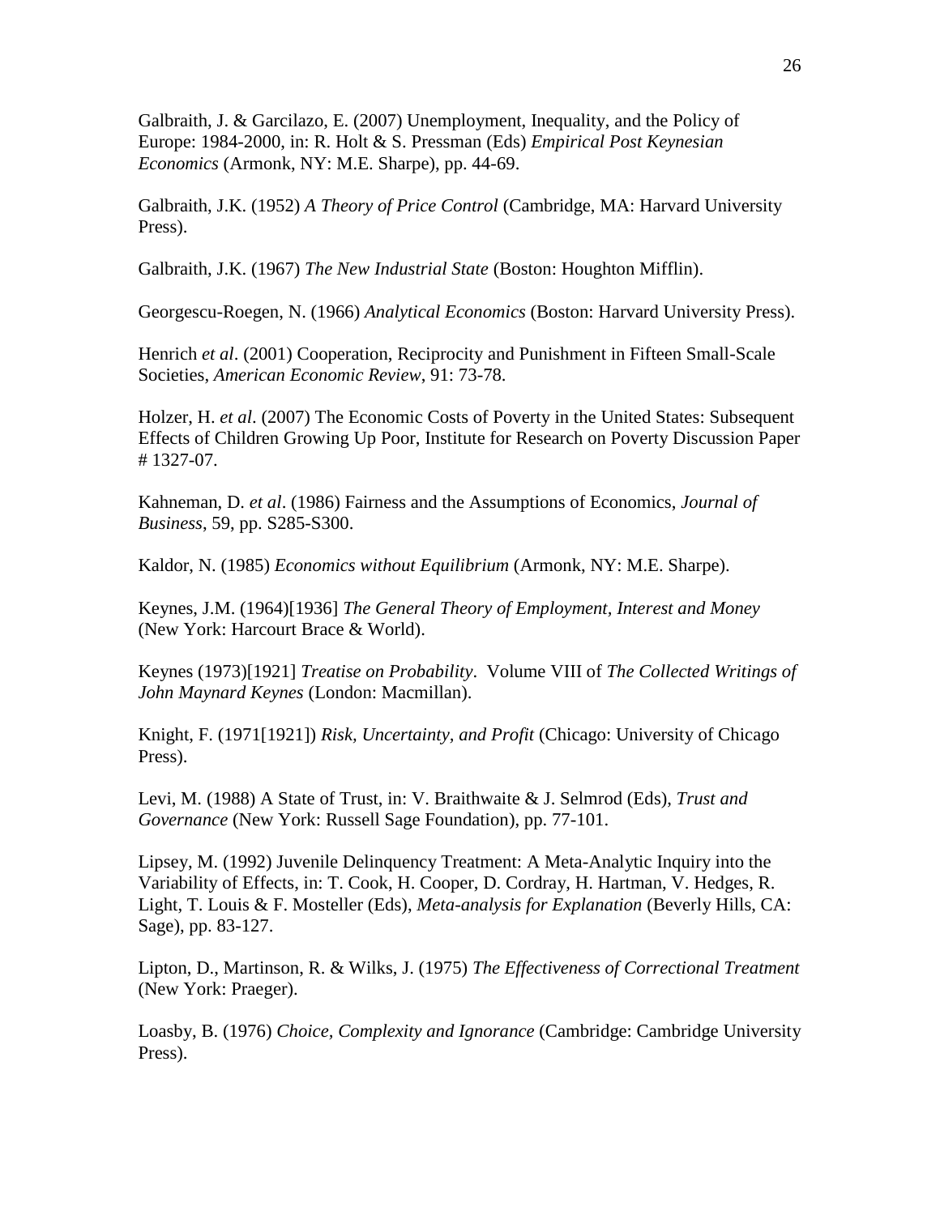Galbraith, J. & Garcilazo, E. (2007) Unemployment, Inequality, and the Policy of Europe: 1984-2000, in: R. Holt & S. Pressman (Eds) *Empirical Post Keynesian Economics* (Armonk, NY: M.E. Sharpe), pp. 44-69.

Galbraith, J.K. (1952) *A Theory of Price Control* (Cambridge, MA: Harvard University Press).

Galbraith, J.K. (1967) *The New Industrial State* (Boston: Houghton Mifflin).

Georgescu-Roegen, N. (1966) *Analytical Economics* (Boston: Harvard University Press).

Henrich *et al*. (2001) Cooperation, Reciprocity and Punishment in Fifteen Small-Scale Societies, *American Economic Review*, 91: 73-78.

Holzer, H. *et al*. (2007) The Economic Costs of Poverty in the United States: Subsequent Effects of Children Growing Up Poor, Institute for Research on Poverty Discussion Paper # 1327-07.

Kahneman, D. *et al*. (1986) Fairness and the Assumptions of Economics, *Journal of Business*, 59, pp. S285-S300.

Kaldor, N. (1985) *Economics without Equilibrium* (Armonk, NY: M.E. Sharpe).

Keynes, J.M. (1964)[1936] *The General Theory of Employment, Interest and Money* (New York: Harcourt Brace & World).

Keynes (1973)[1921] *Treatise on Probability*. Volume VIII of *The Collected Writings of John Maynard Keynes* (London: Macmillan).

Knight, F. (1971[1921]) *Risk, Uncertainty, and Profit* (Chicago: University of Chicago Press).

Levi, M. (1988) A State of Trust, in: V. Braithwaite & J. Selmrod (Eds), *Trust and Governance* (New York: Russell Sage Foundation), pp. 77-101.

Lipsey, M. (1992) Juvenile Delinquency Treatment: A Meta-Analytic Inquiry into the Variability of Effects, in: T. Cook, H. Cooper, D. Cordray, H. Hartman, V. Hedges, R. Light, T. Louis & F. Mosteller (Eds), *Meta-analysis for Explanation* (Beverly Hills, CA: Sage), pp. 83-127.

Lipton, D., Martinson, R. & Wilks, J. (1975) *The Effectiveness of Correctional Treatment* (New York: Praeger).

Loasby, B. (1976) *Choice, Complexity and Ignorance* (Cambridge: Cambridge University Press).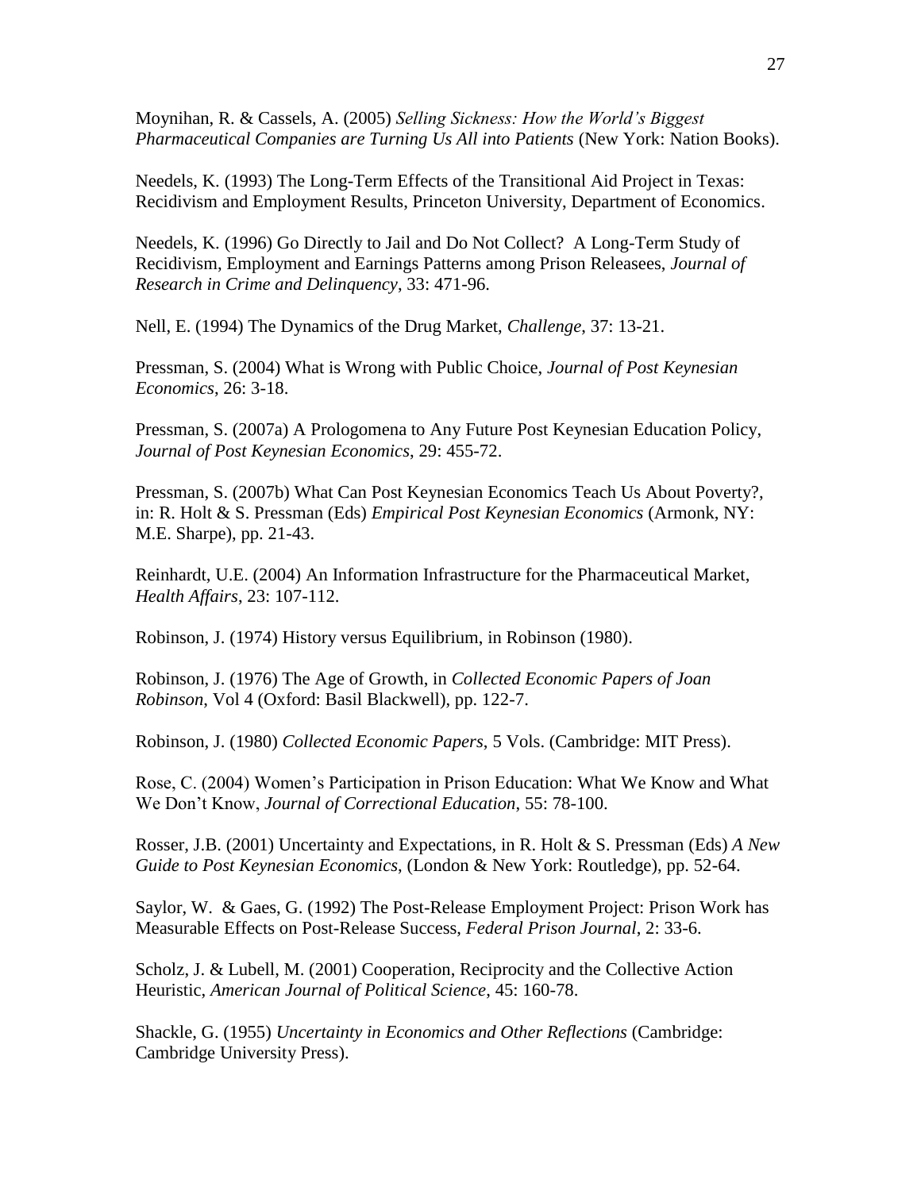Moynihan, R. & Cassels, A. (2005) *Selling Sickness: How the World's Biggest Pharmaceutical Companies are Turning Us All into Patients* (New York: Nation Books).

Needels, K. (1993) The Long-Term Effects of the Transitional Aid Project in Texas: Recidivism and Employment Results, Princeton University, Department of Economics.

Needels, K. (1996) Go Directly to Jail and Do Not Collect? A Long-Term Study of Recidivism, Employment and Earnings Patterns among Prison Releasees, *Journal of Research in Crime and Delinquency*, 33: 471-96.

Nell, E. (1994) The Dynamics of the Drug Market, *Challenge*, 37: 13-21.

Pressman, S. (2004) What is Wrong with Public Choice, *Journal of Post Keynesian Economics*, 26: 3-18.

Pressman, S. (2007a) A Prologomena to Any Future Post Keynesian Education Policy, *Journal of Post Keynesian Economics*, 29: 455-72.

Pressman, S. (2007b) What Can Post Keynesian Economics Teach Us About Poverty?, in: R. Holt & S. Pressman (Eds) *Empirical Post Keynesian Economics* (Armonk, NY: M.E. Sharpe), pp. 21-43.

Reinhardt, U.E. (2004) An Information Infrastructure for the Pharmaceutical Market, *Health Affairs*, 23: 107-112.

Robinson, J. (1974) History versus Equilibrium, in Robinson (1980).

Robinson, J. (1976) The Age of Growth, in *Collected Economic Papers of Joan Robinson*, Vol 4 (Oxford: Basil Blackwell), pp. 122-7.

Robinson, J. (1980) *Collected Economic Papers*, 5 Vols. (Cambridge: MIT Press).

Rose, C. (2004) Women's Participation in Prison Education: What We Know and What We Don't Know, *Journal of Correctional Education*, 55: 78-100.

Rosser, J.B. (2001) Uncertainty and Expectations, in R. Holt & S. Pressman (Eds) *A New Guide to Post Keynesian Economics*, (London & New York: Routledge), pp. 52-64.

Saylor, W. & Gaes, G. (1992) The Post-Release Employment Project: Prison Work has Measurable Effects on Post-Release Success, *Federal Prison Journal*, 2: 33-6.

Scholz, J. & Lubell, M. (2001) Cooperation, Reciprocity and the Collective Action Heuristic, *American Journal of Political Science*, 45: 160-78.

Shackle, G. (1955) *Uncertainty in Economics and Other Reflections* (Cambridge: Cambridge University Press).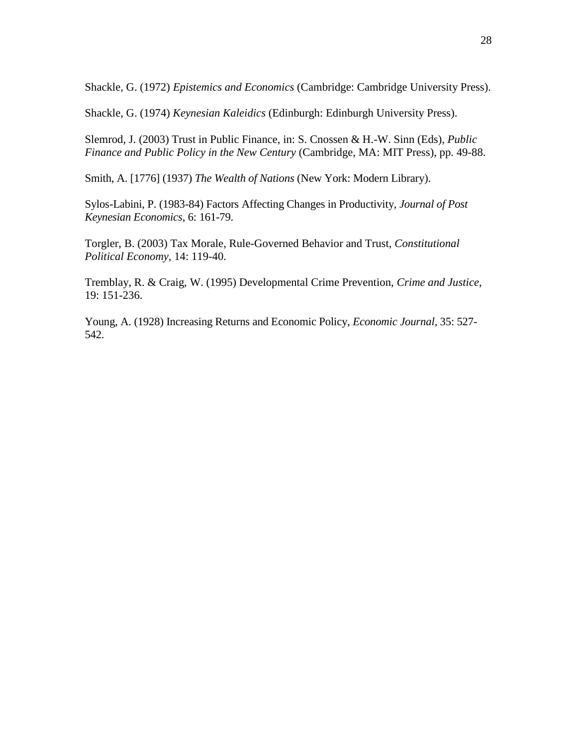Shackle, G. (1972) *Epistemics and Economics* (Cambridge: Cambridge University Press).

Shackle, G. (1974) *Keynesian Kaleidics* (Edinburgh: Edinburgh University Press).

Slemrod, J. (2003) Trust in Public Finance, in: S. Cnossen & H.-W. Sinn (Eds), *Public Finance and Public Policy in the New Century* (Cambridge, MA: MIT Press), pp. 49-88.

Smith, A. [1776] (1937) *The Wealth of Nations* (New York: Modern Library).

Sylos-Labini, P. (1983-84) Factors Affecting Changes in Productivity, *Journal of Post Keynesian Economics*, 6: 161-79.

Torgler, B. (2003) Tax Morale, Rule-Governed Behavior and Trust, *Constitutional Political Economy*, 14: 119-40.

Tremblay, R. & Craig, W. (1995) Developmental Crime Prevention, *Crime and Justice*, 19: 151-236.

Young, A. (1928) Increasing Returns and Economic Policy, *Economic Journal*, 35: 527-542.